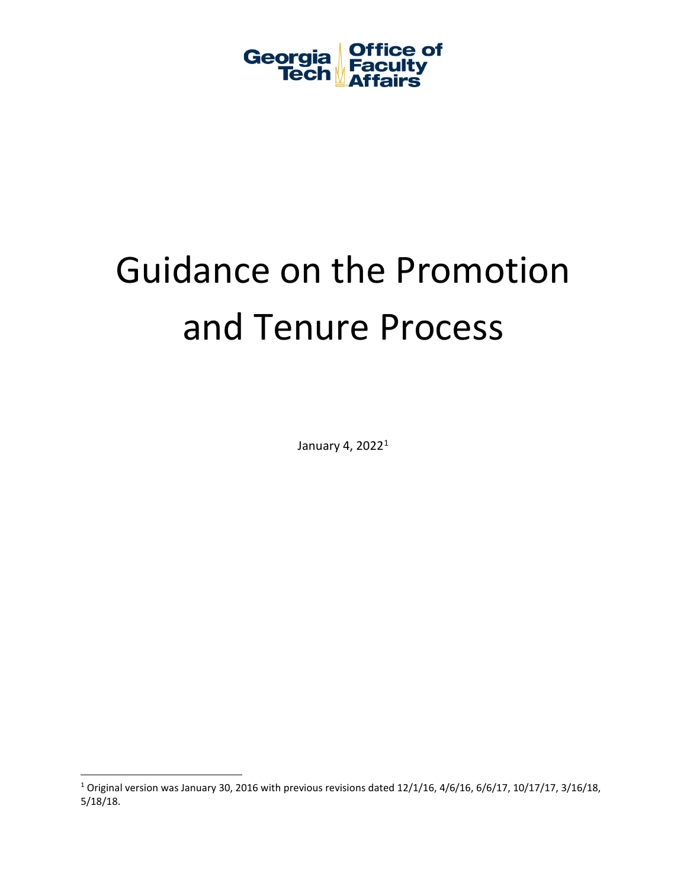Georgia Tech Office of Faculty Affairs

# Guidance on the Promotion and Tenure Process

January 4, 2022[1]

[1] Original version was January 30, 2016 with previous revisions dated 12/1/16, 4/6/16, 6/6/17, 10/17/17, 3/16/18, 5/18/18.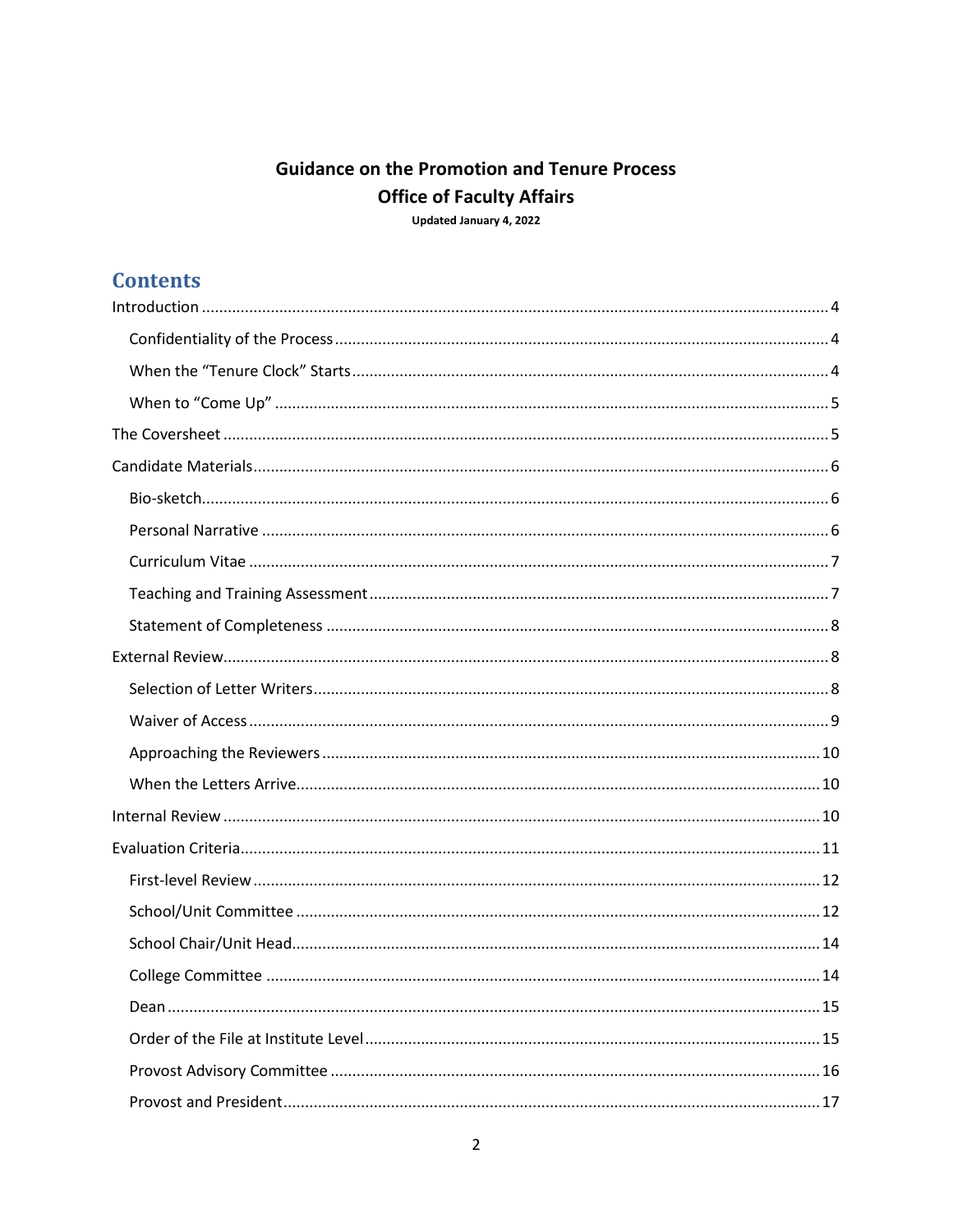**Guidance on the Promotion and Tenure Process**

**Office of Faculty Affairs**

**Updated January 4, 2022**

## Contents

- Introduction ..... 4
  - Confidentiality of the Process ..... 4
  - When the "Tenure Clock" Starts ..... 4
  - When to "Come Up" ..... 5
- The Coversheet ..... 5
- Candidate Materials ..... 6
  - Bio-sketch ..... 6
  - Personal Narrative ..... 6
  - Curriculum Vitae ..... 7
  - Teaching and Training Assessment ..... 7
  - Statement of Completeness ..... 8
- External Review ..... 8
  - Selection of Letter Writers ..... 8
  - Waiver of Access ..... 9
  - Approaching the Reviewers ..... 10
  - When the Letters Arrive ..... 10
- Internal Review ..... 10
- Evaluation Criteria ..... 11
  - First-level Review ..... 12
  - School/Unit Committee ..... 12
  - School Chair/Unit Head ..... 14
  - College Committee ..... 14
  - Dean ..... 15
  - Order of the File at Institute Level ..... 15
  - Provost Advisory Committee ..... 16
  - Provost and President ..... 17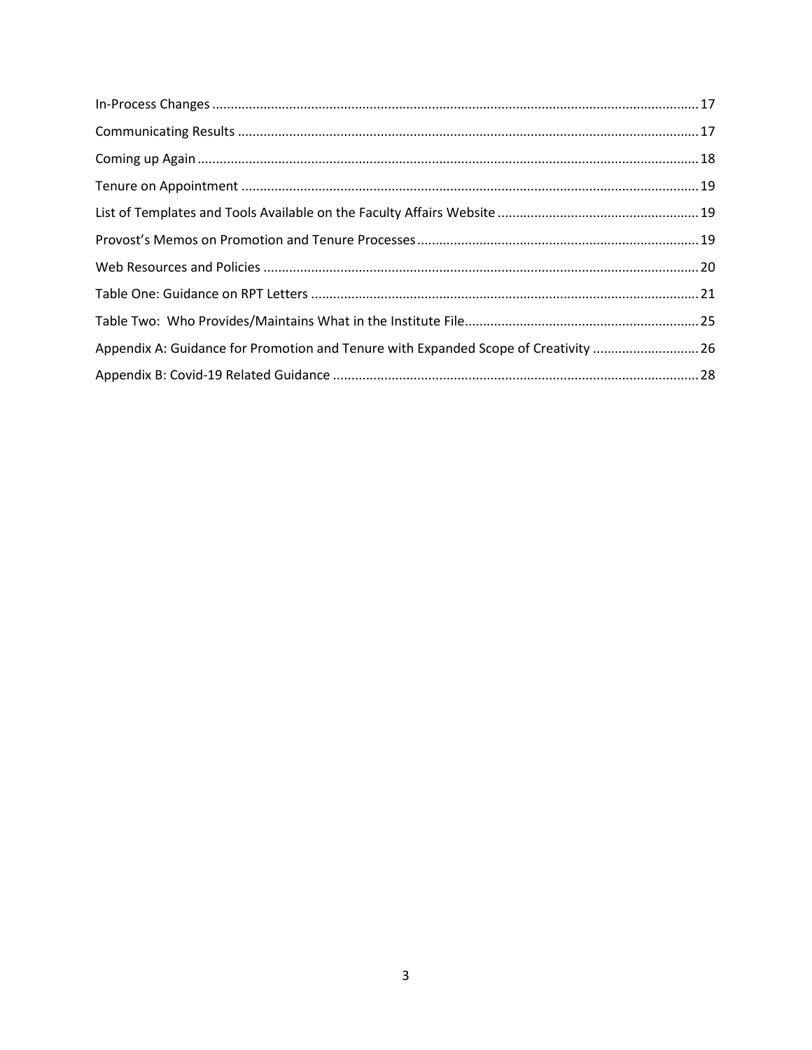In-Process Changes ..... 17

Communicating Results ..... 17

Coming up Again ..... 18

Tenure on Appointment ..... 19

List of Templates and Tools Available on the Faculty Affairs Website ..... 19

Provost's Memos on Promotion and Tenure Processes ..... 19

Web Resources and Policies ..... 20

Table One: Guidance on RPT Letters ..... 21

Table Two: Who Provides/Maintains What in the Institute File ..... 25

Appendix A: Guidance for Promotion and Tenure with Expanded Scope of Creativity ..... 26

Appendix B: Covid-19 Related Guidance ..... 28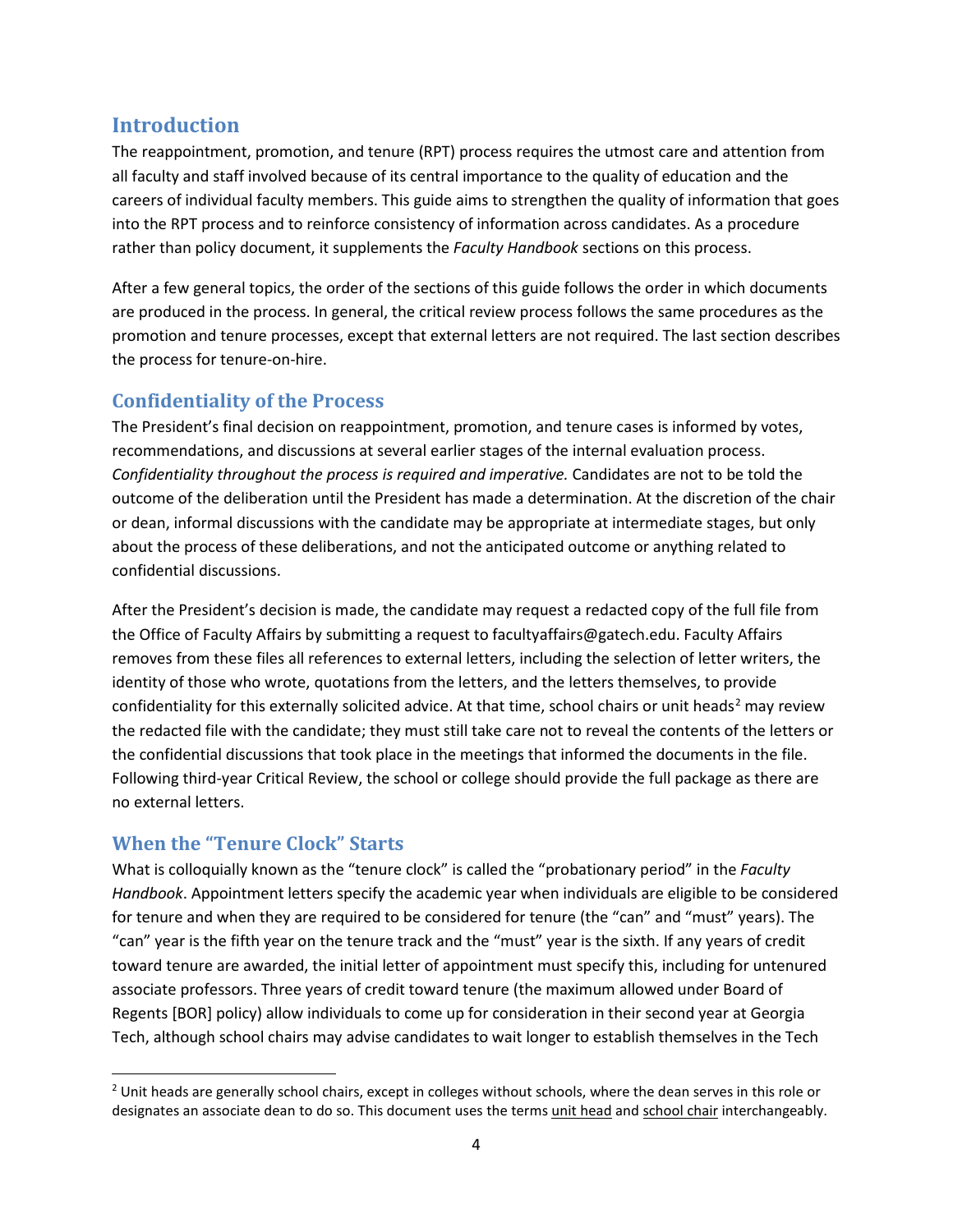## Introduction

The reappointment, promotion, and tenure (RPT) process requires the utmost care and attention from all faculty and staff involved because of its central importance to the quality of education and the careers of individual faculty members. This guide aims to strengthen the quality of information that goes into the RPT process and to reinforce consistency of information across candidates. As a procedure rather than policy document, it supplements the *Faculty Handbook* sections on this process.

After a few general topics, the order of the sections of this guide follows the order in which documents are produced in the process. In general, the critical review process follows the same procedures as the promotion and tenure processes, except that external letters are not required. The last section describes the process for tenure-on-hire.

## Confidentiality of the Process

The President's final decision on reappointment, promotion, and tenure cases is informed by votes, recommendations, and discussions at several earlier stages of the internal evaluation process. *Confidentiality throughout the process is required and imperative.* Candidates are not to be told the outcome of the deliberation until the President has made a determination. At the discretion of the chair or dean, informal discussions with the candidate may be appropriate at intermediate stages, but only about the process of these deliberations, and not the anticipated outcome or anything related to confidential discussions.

After the President's decision is made, the candidate may request a redacted copy of the full file from the Office of Faculty Affairs by submitting a request to facultyaffairs@gatech.edu. Faculty Affairs removes from these files all references to external letters, including the selection of letter writers, the identity of those who wrote, quotations from the letters, and the letters themselves, to provide confidentiality for this externally solicited advice. At that time, school chairs or unit heads[2] may review the redacted file with the candidate; they must still take care not to reveal the contents of the letters or the confidential discussions that took place in the meetings that informed the documents in the file. Following third-year Critical Review, the school or college should provide the full package as there are no external letters.

## When the "Tenure Clock" Starts

What is colloquially known as the "tenure clock" is called the "probationary period" in the *Faculty Handbook*. Appointment letters specify the academic year when individuals are eligible to be considered for tenure and when they are required to be considered for tenure (the "can" and "must" years). The "can" year is the fifth year on the tenure track and the "must" year is the sixth. If any years of credit toward tenure are awarded, the initial letter of appointment must specify this, including for untenured associate professors. Three years of credit toward tenure (the maximum allowed under Board of Regents [BOR] policy) allow individuals to come up for consideration in their second year at Georgia Tech, although school chairs may advise candidates to wait longer to establish themselves in the Tech

[2] Unit heads are generally school chairs, except in colleges without schools, where the dean serves in this role or designates an associate dean to do so. This document uses the terms unit head and school chair interchangeably.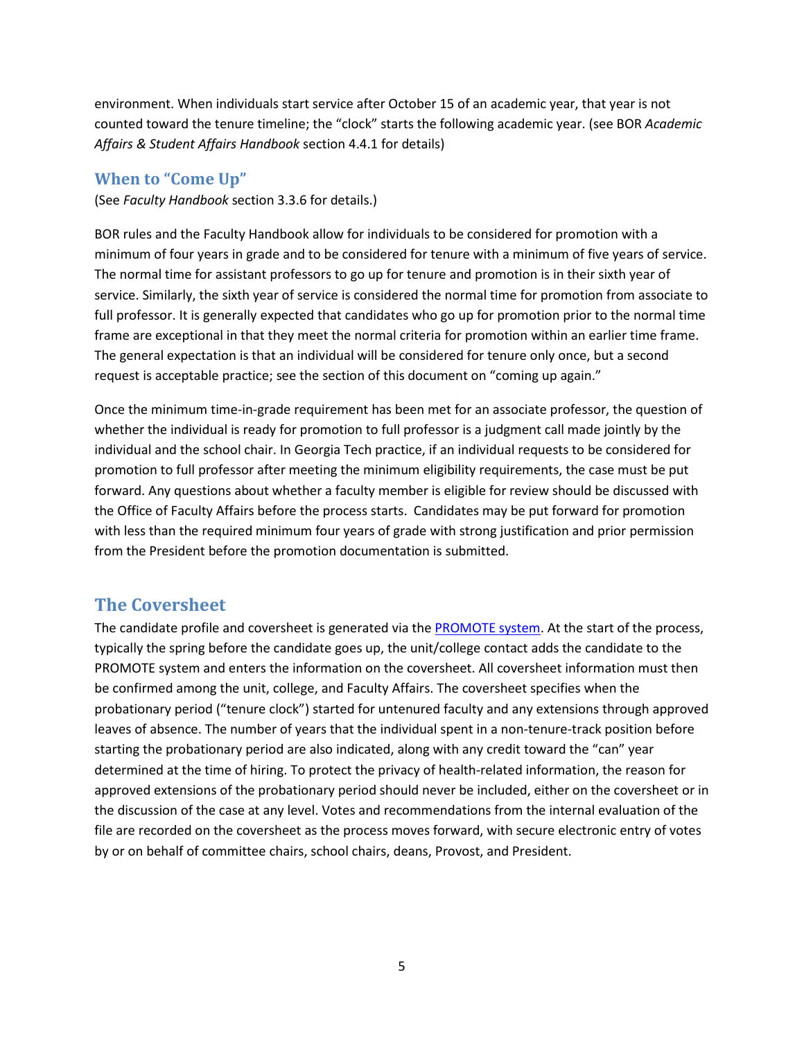environment. When individuals start service after October 15 of an academic year, that year is not counted toward the tenure timeline; the "clock" starts the following academic year. (see BOR *Academic Affairs & Student Affairs Handbook* section 4.4.1 for details)

### When to "Come Up"

(See *Faculty Handbook* section 3.3.6 for details.)

BOR rules and the Faculty Handbook allow for individuals to be considered for promotion with a minimum of four years in grade and to be considered for tenure with a minimum of five years of service. The normal time for assistant professors to go up for tenure and promotion is in their sixth year of service. Similarly, the sixth year of service is considered the normal time for promotion from associate to full professor. It is generally expected that candidates who go up for promotion prior to the normal time frame are exceptional in that they meet the normal criteria for promotion within an earlier time frame. The general expectation is that an individual will be considered for tenure only once, but a second request is acceptable practice; see the section of this document on "coming up again."

Once the minimum time-in-grade requirement has been met for an associate professor, the question of whether the individual is ready for promotion to full professor is a judgment call made jointly by the individual and the school chair. In Georgia Tech practice, if an individual requests to be considered for promotion to full professor after meeting the minimum eligibility requirements, the case must be put forward. Any questions about whether a faculty member is eligible for review should be discussed with the Office of Faculty Affairs before the process starts. Candidates may be put forward for promotion with less than the required minimum four years of grade with strong justification and prior permission from the President before the promotion documentation is submitted.

## The Coversheet

The candidate profile and coversheet is generated via the [PROMOTE system](). At the start of the process, typically the spring before the candidate goes up, the unit/college contact adds the candidate to the PROMOTE system and enters the information on the coversheet. All coversheet information must then be confirmed among the unit, college, and Faculty Affairs. The coversheet specifies when the probationary period ("tenure clock") started for untenured faculty and any extensions through approved leaves of absence. The number of years that the individual spent in a non-tenure-track position before starting the probationary period are also indicated, along with any credit toward the "can" year determined at the time of hiring. To protect the privacy of health-related information, the reason for approved extensions of the probationary period should never be included, either on the coversheet or in the discussion of the case at any level. Votes and recommendations from the internal evaluation of the file are recorded on the coversheet as the process moves forward, with secure electronic entry of votes by or on behalf of committee chairs, school chairs, deans, Provost, and President.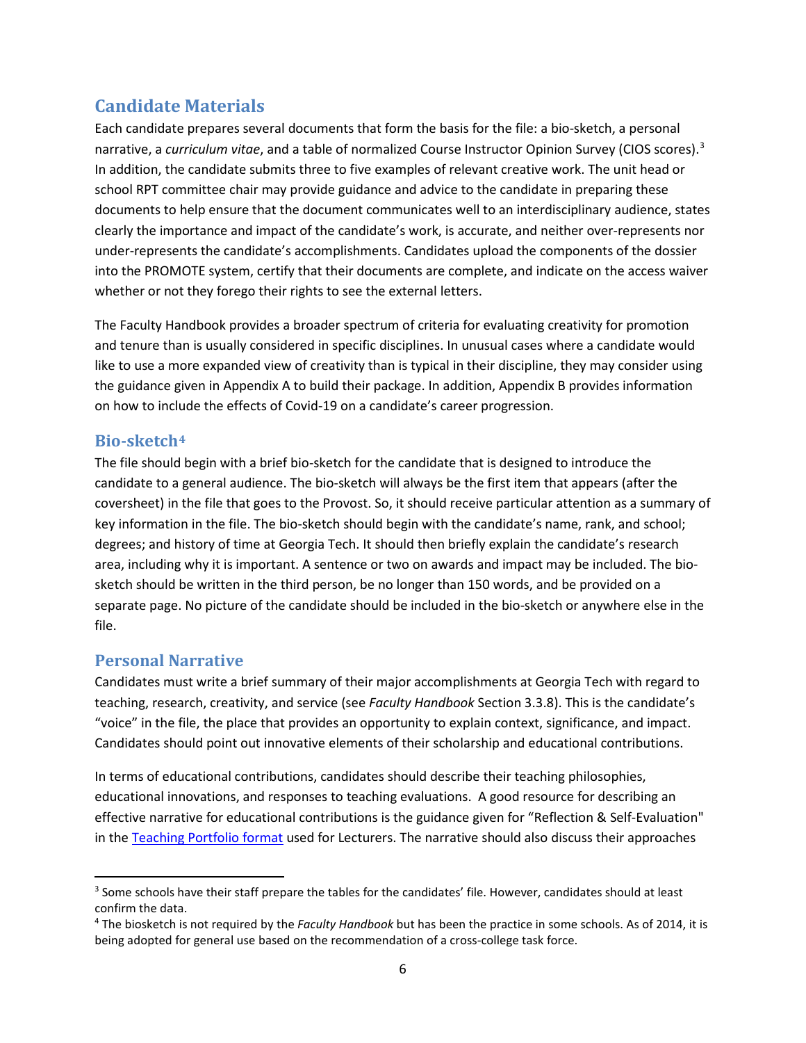## Candidate Materials

Each candidate prepares several documents that form the basis for the file: a bio-sketch, a personal narrative, a *curriculum vitae*, and a table of normalized Course Instructor Opinion Survey (CIOS scores).[3] In addition, the candidate submits three to five examples of relevant creative work. The unit head or school RPT committee chair may provide guidance and advice to the candidate in preparing these documents to help ensure that the document communicates well to an interdisciplinary audience, states clearly the importance and impact of the candidate's work, is accurate, and neither over-represents nor under-represents the candidate's accomplishments. Candidates upload the components of the dossier into the PROMOTE system, certify that their documents are complete, and indicate on the access waiver whether or not they forego their rights to see the external letters.

The Faculty Handbook provides a broader spectrum of criteria for evaluating creativity for promotion and tenure than is usually considered in specific disciplines. In unusual cases where a candidate would like to use a more expanded view of creativity than is typical in their discipline, they may consider using the guidance given in Appendix A to build their package. In addition, Appendix B provides information on how to include the effects of Covid-19 on a candidate's career progression.

### Bio-sketch[4]

The file should begin with a brief bio-sketch for the candidate that is designed to introduce the candidate to a general audience. The bio-sketch will always be the first item that appears (after the coversheet) in the file that goes to the Provost. So, it should receive particular attention as a summary of key information in the file. The bio-sketch should begin with the candidate's name, rank, and school; degrees; and history of time at Georgia Tech. It should then briefly explain the candidate's research area, including why it is important. A sentence or two on awards and impact may be included. The bio-sketch should be written in the third person, be no longer than 150 words, and be provided on a separate page. No picture of the candidate should be included in the bio-sketch or anywhere else in the file.

### Personal Narrative

Candidates must write a brief summary of their major accomplishments at Georgia Tech with regard to teaching, research, creativity, and service (see *Faculty Handbook* Section 3.3.8). This is the candidate's "voice" in the file, the place that provides an opportunity to explain context, significance, and impact. Candidates should point out innovative elements of their scholarship and educational contributions.

In terms of educational contributions, candidates should describe their teaching philosophies, educational innovations, and responses to teaching evaluations. A good resource for describing an effective narrative for educational contributions is the guidance given for "Reflection & Self-Evaluation" in the Teaching Portfolio format used for Lecturers. The narrative should also discuss their approaches

---

[3] Some schools have their staff prepare the tables for the candidates' file. However, candidates should at least confirm the data.

[4] The biosketch is not required by the *Faculty Handbook* but has been the practice in some schools. As of 2014, it is being adopted for general use based on the recommendation of a cross-college task force.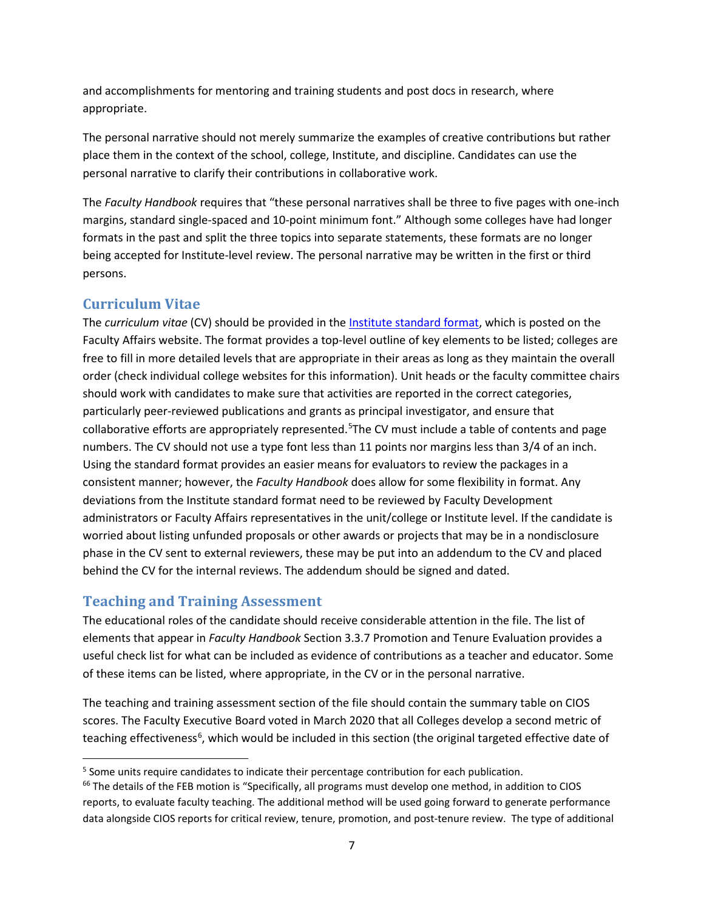and accomplishments for mentoring and training students and post docs in research, where appropriate.

The personal narrative should not merely summarize the examples of creative contributions but rather place them in the context of the school, college, Institute, and discipline. Candidates can use the personal narrative to clarify their contributions in collaborative work.

The *Faculty Handbook* requires that "these personal narratives shall be three to five pages with one-inch margins, standard single-spaced and 10-point minimum font." Although some colleges have had longer formats in the past and split the three topics into separate statements, these formats are no longer being accepted for Institute-level review. The personal narrative may be written in the first or third persons.

## Curriculum Vitae

The *curriculum vitae* (CV) should be provided in the [Institute standard format](), which is posted on the Faculty Affairs website. The format provides a top-level outline of key elements to be listed; colleges are free to fill in more detailed levels that are appropriate in their areas as long as they maintain the overall order (check individual college websites for this information). Unit heads or the faculty committee chairs should work with candidates to make sure that activities are reported in the correct categories, particularly peer-reviewed publications and grants as principal investigator, and ensure that collaborative efforts are appropriately represented.[5] The CV must include a table of contents and page numbers. The CV should not use a type font less than 11 points nor margins less than 3/4 of an inch. Using the standard format provides an easier means for evaluators to review the packages in a consistent manner; however, the *Faculty Handbook* does allow for some flexibility in format. Any deviations from the Institute standard format need to be reviewed by Faculty Development administrators or Faculty Affairs representatives in the unit/college or Institute level. If the candidate is worried about listing unfunded proposals or other awards or projects that may be in a nondisclosure phase in the CV sent to external reviewers, these may be put into an addendum to the CV and placed behind the CV for the internal reviews. The addendum should be signed and dated.

## Teaching and Training Assessment

The educational roles of the candidate should receive considerable attention in the file. The list of elements that appear in *Faculty Handbook* Section 3.3.7 Promotion and Tenure Evaluation provides a useful check list for what can be included as evidence of contributions as a teacher and educator. Some of these items can be listed, where appropriate, in the CV or in the personal narrative.

The teaching and training assessment section of the file should contain the summary table on CIOS scores. The Faculty Executive Board voted in March 2020 that all Colleges develop a second metric of teaching effectiveness[6], which would be included in this section (the original targeted effective date of

---

[5] Some units require candidates to indicate their percentage contribution for each publication.

[66] The details of the FEB motion is "Specifically, all programs must develop one method, in addition to CIOS reports, to evaluate faculty teaching. The additional method will be used going forward to generate performance data alongside CIOS reports for critical review, tenure, promotion, and post-tenure review. The type of additional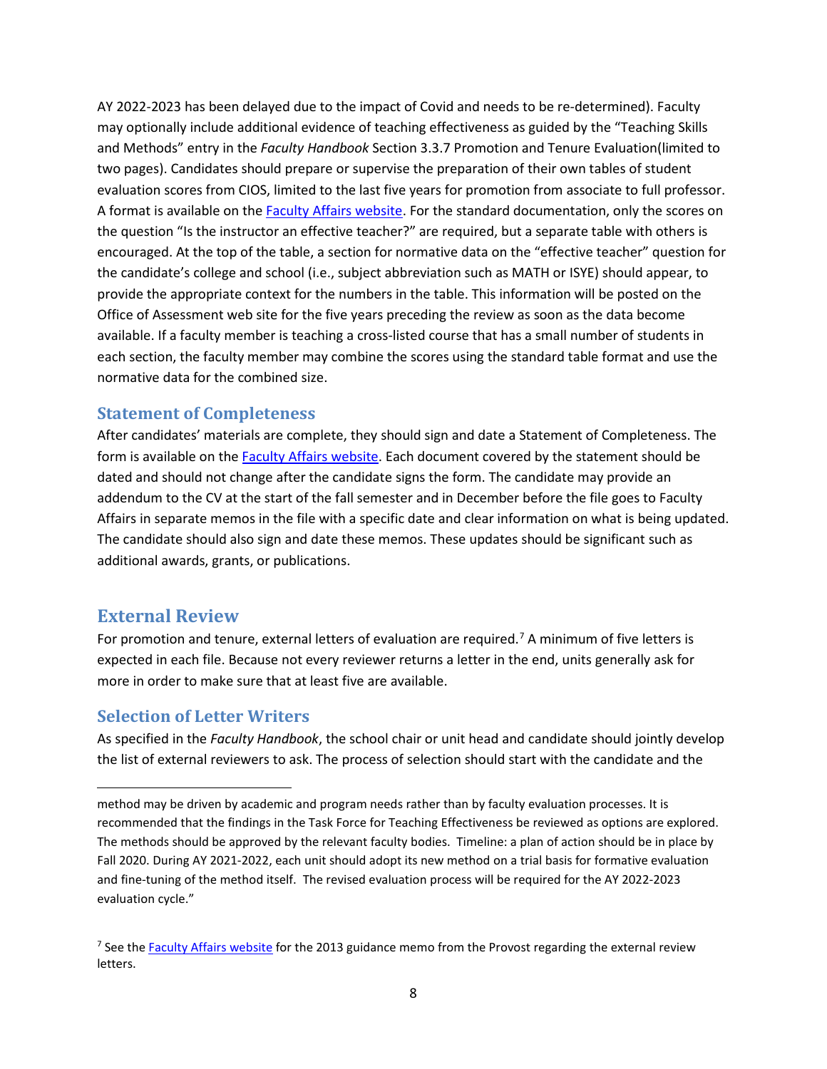AY 2022-2023 has been delayed due to the impact of Covid and needs to be re-determined). Faculty may optionally include additional evidence of teaching effectiveness as guided by the "Teaching Skills and Methods" entry in the *Faculty Handbook* Section 3.3.7 Promotion and Tenure Evaluation(limited to two pages). Candidates should prepare or supervise the preparation of their own tables of student evaluation scores from CIOS, limited to the last five years for promotion from associate to full professor. A format is available on the Faculty Affairs website. For the standard documentation, only the scores on the question "Is the instructor an effective teacher?" are required, but a separate table with others is encouraged. At the top of the table, a section for normative data on the "effective teacher" question for the candidate's college and school (i.e., subject abbreviation such as MATH or ISYE) should appear, to provide the appropriate context for the numbers in the table. This information will be posted on the Office of Assessment web site for the five years preceding the review as soon as the data become available. If a faculty member is teaching a cross-listed course that has a small number of students in each section, the faculty member may combine the scores using the standard table format and use the normative data for the combined size.

### Statement of Completeness

After candidates' materials are complete, they should sign and date a Statement of Completeness. The form is available on the Faculty Affairs website. Each document covered by the statement should be dated and should not change after the candidate signs the form. The candidate may provide an addendum to the CV at the start of the fall semester and in December before the file goes to Faculty Affairs in separate memos in the file with a specific date and clear information on what is being updated. The candidate should also sign and date these memos. These updates should be significant such as additional awards, grants, or publications.

## External Review

For promotion and tenure, external letters of evaluation are required.[7] A minimum of five letters is expected in each file. Because not every reviewer returns a letter in the end, units generally ask for more in order to make sure that at least five are available.

### Selection of Letter Writers

As specified in the *Faculty Handbook*, the school chair or unit head and candidate should jointly develop the list of external reviewers to ask. The process of selection should start with the candidate and the

---

method may be driven by academic and program needs rather than by faculty evaluation processes. It is recommended that the findings in the Task Force for Teaching Effectiveness be reviewed as options are explored. The methods should be approved by the relevant faculty bodies. Timeline: a plan of action should be in place by Fall 2020. During AY 2021-2022, each unit should adopt its new method on a trial basis for formative evaluation and fine-tuning of the method itself. The revised evaluation process will be required for the AY 2022-2023 evaluation cycle."

[7] See the Faculty Affairs website for the 2013 guidance memo from the Provost regarding the external review letters.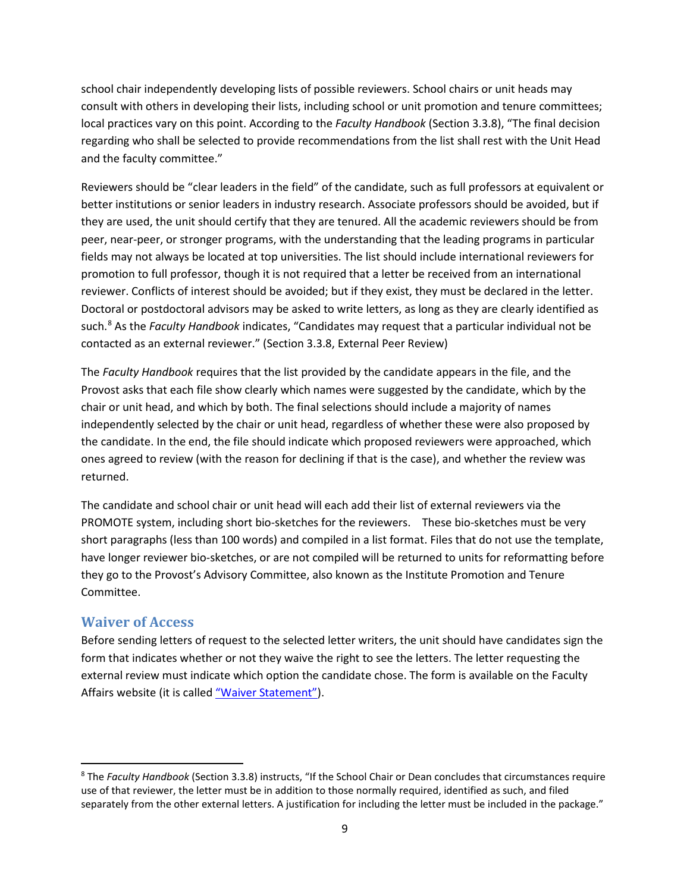school chair independently developing lists of possible reviewers. School chairs or unit heads may consult with others in developing their lists, including school or unit promotion and tenure committees; local practices vary on this point. According to the *Faculty Handbook* (Section 3.3.8), "The final decision regarding who shall be selected to provide recommendations from the list shall rest with the Unit Head and the faculty committee."

Reviewers should be "clear leaders in the field" of the candidate, such as full professors at equivalent or better institutions or senior leaders in industry research. Associate professors should be avoided, but if they are used, the unit should certify that they are tenured. All the academic reviewers should be from peer, near-peer, or stronger programs, with the understanding that the leading programs in particular fields may not always be located at top universities. The list should include international reviewers for promotion to full professor, though it is not required that a letter be received from an international reviewer. Conflicts of interest should be avoided; but if they exist, they must be declared in the letter. Doctoral or postdoctoral advisors may be asked to write letters, as long as they are clearly identified as such.[8] As the *Faculty Handbook* indicates, "Candidates may request that a particular individual not be contacted as an external reviewer." (Section 3.3.8, External Peer Review)

The *Faculty Handbook* requires that the list provided by the candidate appears in the file, and the Provost asks that each file show clearly which names were suggested by the candidate, which by the chair or unit head, and which by both. The final selections should include a majority of names independently selected by the chair or unit head, regardless of whether these were also proposed by the candidate. In the end, the file should indicate which proposed reviewers were approached, which ones agreed to review (with the reason for declining if that is the case), and whether the review was returned.

The candidate and school chair or unit head will each add their list of external reviewers via the PROMOTE system, including short bio-sketches for the reviewers. These bio-sketches must be very short paragraphs (less than 100 words) and compiled in a list format. Files that do not use the template, have longer reviewer bio-sketches, or are not compiled will be returned to units for reformatting before they go to the Provost's Advisory Committee, also known as the Institute Promotion and Tenure Committee.

## Waiver of Access

Before sending letters of request to the selected letter writers, the unit should have candidates sign the form that indicates whether or not they waive the right to see the letters. The letter requesting the external review must indicate which option the candidate chose. The form is available on the Faculty Affairs website (it is called "Waiver Statement").

---

[8] The *Faculty Handbook* (Section 3.3.8) instructs, "If the School Chair or Dean concludes that circumstances require use of that reviewer, the letter must be in addition to those normally required, identified as such, and filed separately from the other external letters. A justification for including the letter must be included in the package."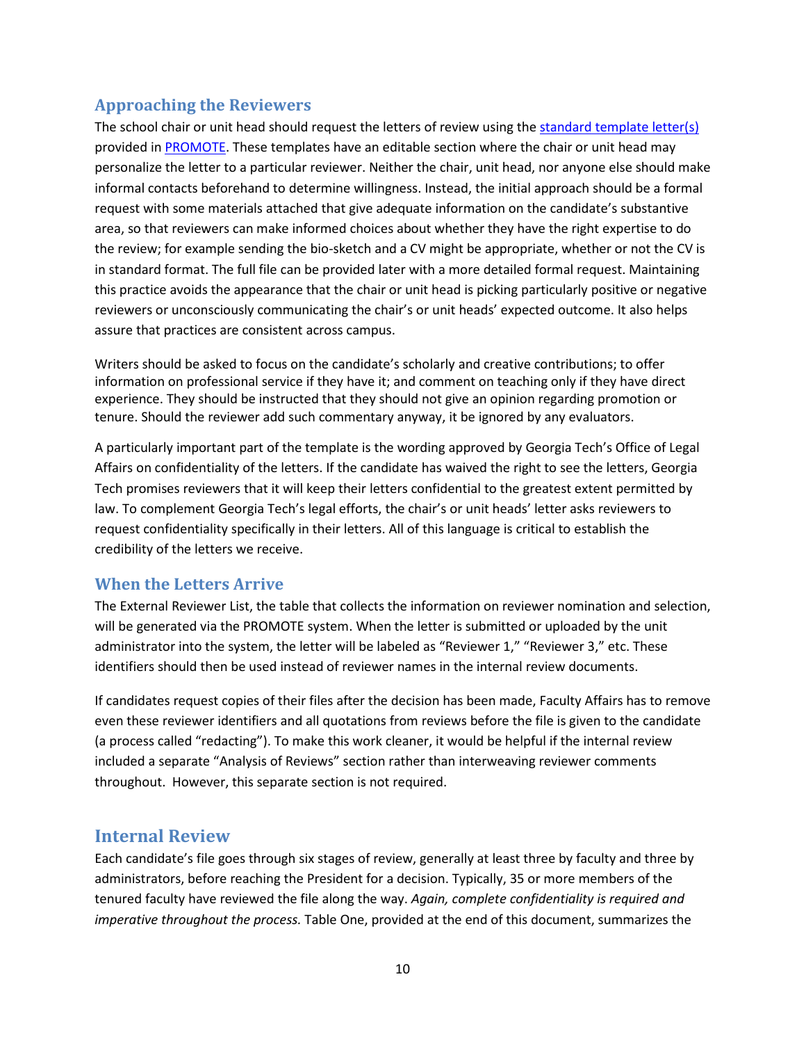## Approaching the Reviewers

The school chair or unit head should request the letters of review using the standard template letter(s) provided in PROMOTE. These templates have an editable section where the chair or unit head may personalize the letter to a particular reviewer. Neither the chair, unit head, nor anyone else should make informal contacts beforehand to determine willingness. Instead, the initial approach should be a formal request with some materials attached that give adequate information on the candidate's substantive area, so that reviewers can make informed choices about whether they have the right expertise to do the review; for example sending the bio-sketch and a CV might be appropriate, whether or not the CV is in standard format. The full file can be provided later with a more detailed formal request. Maintaining this practice avoids the appearance that the chair or unit head is picking particularly positive or negative reviewers or unconsciously communicating the chair's or unit heads' expected outcome. It also helps assure that practices are consistent across campus.

Writers should be asked to focus on the candidate's scholarly and creative contributions; to offer information on professional service if they have it; and comment on teaching only if they have direct experience. They should be instructed that they should not give an opinion regarding promotion or tenure. Should the reviewer add such commentary anyway, it be ignored by any evaluators.

A particularly important part of the template is the wording approved by Georgia Tech's Office of Legal Affairs on confidentiality of the letters. If the candidate has waived the right to see the letters, Georgia Tech promises reviewers that it will keep their letters confidential to the greatest extent permitted by law. To complement Georgia Tech's legal efforts, the chair's or unit heads' letter asks reviewers to request confidentiality specifically in their letters. All of this language is critical to establish the credibility of the letters we receive.

## When the Letters Arrive

The External Reviewer List, the table that collects the information on reviewer nomination and selection, will be generated via the PROMOTE system. When the letter is submitted or uploaded by the unit administrator into the system, the letter will be labeled as "Reviewer 1," "Reviewer 3," etc. These identifiers should then be used instead of reviewer names in the internal review documents.

If candidates request copies of their files after the decision has been made, Faculty Affairs has to remove even these reviewer identifiers and all quotations from reviews before the file is given to the candidate (a process called "redacting"). To make this work cleaner, it would be helpful if the internal review included a separate "Analysis of Reviews" section rather than interweaving reviewer comments throughout. However, this separate section is not required.

## Internal Review

Each candidate's file goes through six stages of review, generally at least three by faculty and three by administrators, before reaching the President for a decision. Typically, 35 or more members of the tenured faculty have reviewed the file along the way. *Again, complete confidentiality is required and imperative throughout the process.* Table One, provided at the end of this document, summarizes the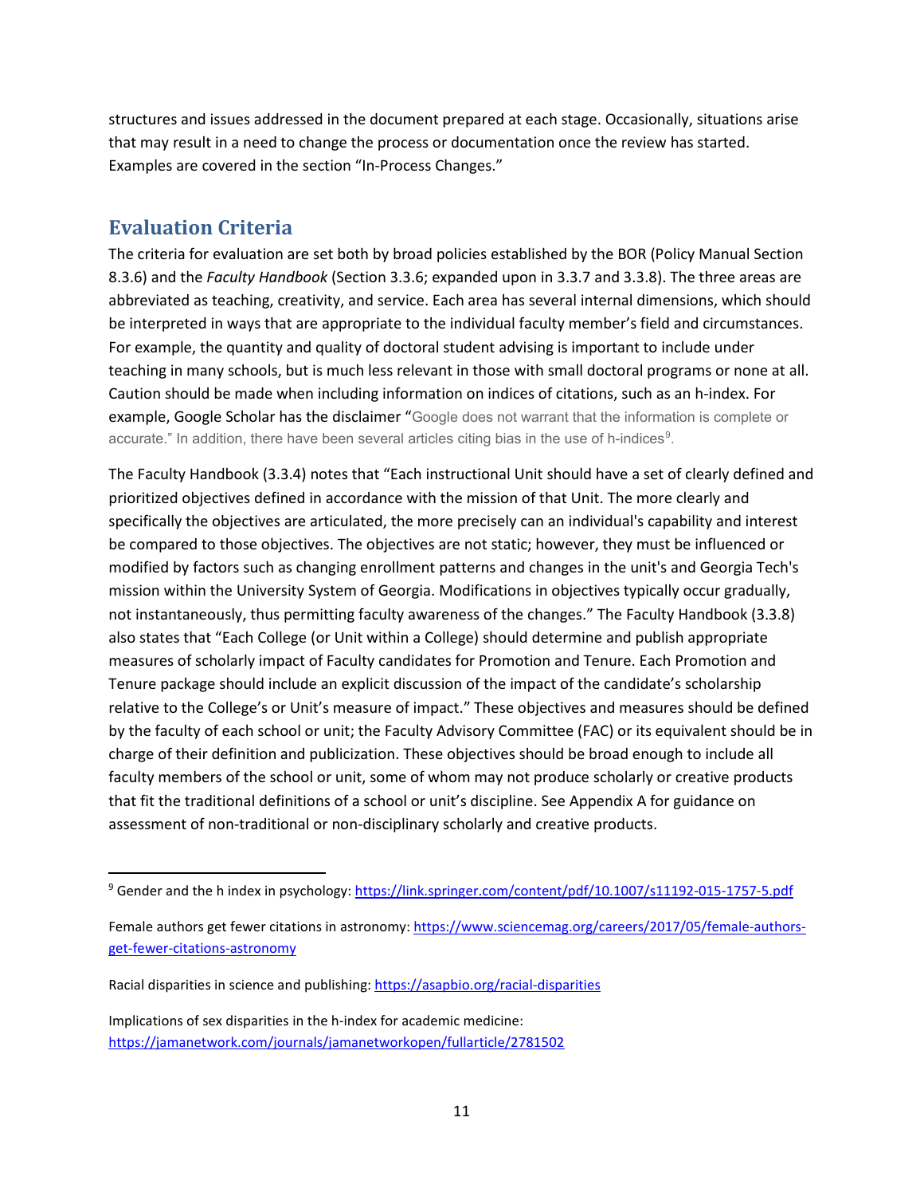structures and issues addressed in the document prepared at each stage. Occasionally, situations arise that may result in a need to change the process or documentation once the review has started. Examples are covered in the section "In-Process Changes."

## Evaluation Criteria

The criteria for evaluation are set both by broad policies established by the BOR (Policy Manual Section 8.3.6) and the *Faculty Handbook* (Section 3.3.6; expanded upon in 3.3.7 and 3.3.8). The three areas are abbreviated as teaching, creativity, and service. Each area has several internal dimensions, which should be interpreted in ways that are appropriate to the individual faculty member's field and circumstances. For example, the quantity and quality of doctoral student advising is important to include under teaching in many schools, but is much less relevant in those with small doctoral programs or none at all. Caution should be made when including information on indices of citations, such as an h-index. For example, Google Scholar has the disclaimer "Google does not warrant that the information is complete or accurate." In addition, there have been several articles citing bias in the use of h-indices[9].

The Faculty Handbook (3.3.4) notes that "Each instructional Unit should have a set of clearly defined and prioritized objectives defined in accordance with the mission of that Unit. The more clearly and specifically the objectives are articulated, the more precisely can an individual's capability and interest be compared to those objectives. The objectives are not static; however, they must be influenced or modified by factors such as changing enrollment patterns and changes in the unit's and Georgia Tech's mission within the University System of Georgia. Modifications in objectives typically occur gradually, not instantaneously, thus permitting faculty awareness of the changes." The Faculty Handbook (3.3.8) also states that "Each College (or Unit within a College) should determine and publish appropriate measures of scholarly impact of Faculty candidates for Promotion and Tenure. Each Promotion and Tenure package should include an explicit discussion of the impact of the candidate's scholarship relative to the College's or Unit's measure of impact." These objectives and measures should be defined by the faculty of each school or unit; the Faculty Advisory Committee (FAC) or its equivalent should be in charge of their definition and publicization. These objectives should be broad enough to include all faculty members of the school or unit, some of whom may not produce scholarly or creative products that fit the traditional definitions of a school or unit's discipline. See Appendix A for guidance on assessment of non-traditional or non-disciplinary scholarly and creative products.

---

[9] Gender and the h index in psychology: https://link.springer.com/content/pdf/10.1007/s11192-015-1757-5.pdf

Female authors get fewer citations in astronomy: https://www.sciencemag.org/careers/2017/05/female-authors-get-fewer-citations-astronomy

Racial disparities in science and publishing: https://asapbio.org/racial-disparities

Implications of sex disparities in the h-index for academic medicine: https://jamanetwork.com/journals/jamanetworkopen/fullarticle/2781502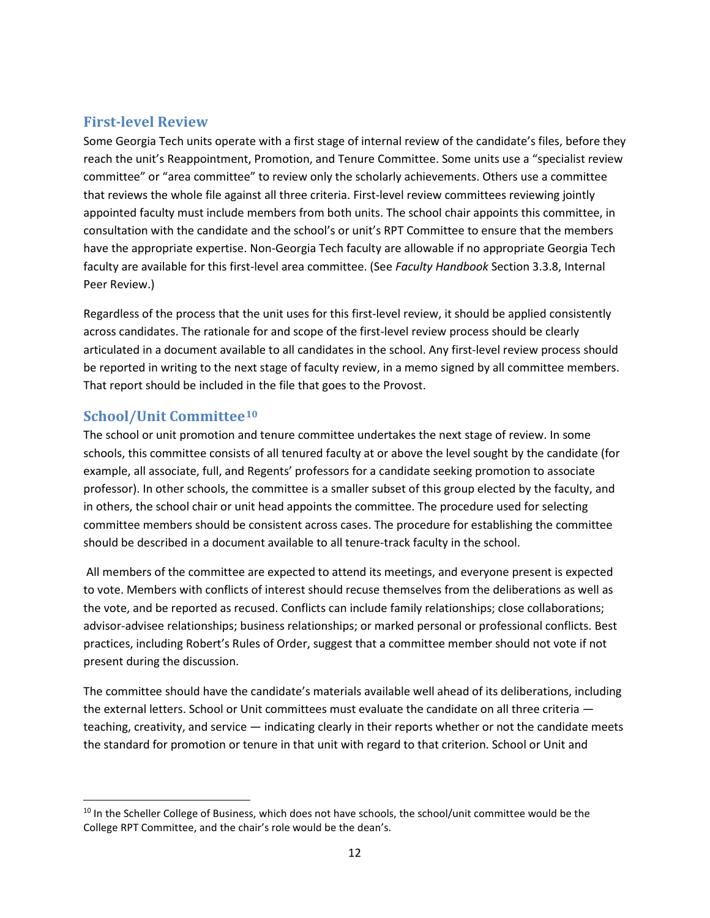## First-level Review

Some Georgia Tech units operate with a first stage of internal review of the candidate's files, before they reach the unit's Reappointment, Promotion, and Tenure Committee. Some units use a "specialist review committee" or "area committee" to review only the scholarly achievements. Others use a committee that reviews the whole file against all three criteria. First-level review committees reviewing jointly appointed faculty must include members from both units. The school chair appoints this committee, in consultation with the candidate and the school's or unit's RPT Committee to ensure that the members have the appropriate expertise. Non-Georgia Tech faculty are allowable if no appropriate Georgia Tech faculty are available for this first-level area committee. (See *Faculty Handbook* Section 3.3.8, Internal Peer Review.)

Regardless of the process that the unit uses for this first-level review, it should be applied consistently across candidates. The rationale for and scope of the first-level review process should be clearly articulated in a document available to all candidates in the school. Any first-level review process should be reported in writing to the next stage of faculty review, in a memo signed by all committee members. That report should be included in the file that goes to the Provost.

## School/Unit Committee[10]

The school or unit promotion and tenure committee undertakes the next stage of review. In some schools, this committee consists of all tenured faculty at or above the level sought by the candidate (for example, all associate, full, and Regents' professors for a candidate seeking promotion to associate professor). In other schools, the committee is a smaller subset of this group elected by the faculty, and in others, the school chair or unit head appoints the committee. The procedure used for selecting committee members should be consistent across cases. The procedure for establishing the committee should be described in a document available to all tenure-track faculty in the school.

All members of the committee are expected to attend its meetings, and everyone present is expected to vote. Members with conflicts of interest should recuse themselves from the deliberations as well as the vote, and be reported as recused. Conflicts can include family relationships; close collaborations; advisor-advisee relationships; business relationships; or marked personal or professional conflicts. Best practices, including Robert's Rules of Order, suggest that a committee member should not vote if not present during the discussion.

The committee should have the candidate's materials available well ahead of its deliberations, including the external letters. School or Unit committees must evaluate the candidate on all three criteria — teaching, creativity, and service — indicating clearly in their reports whether or not the candidate meets the standard for promotion or tenure in that unit with regard to that criterion. School or Unit and

---

[10] In the Scheller College of Business, which does not have schools, the school/unit committee would be the College RPT Committee, and the chair's role would be the dean's.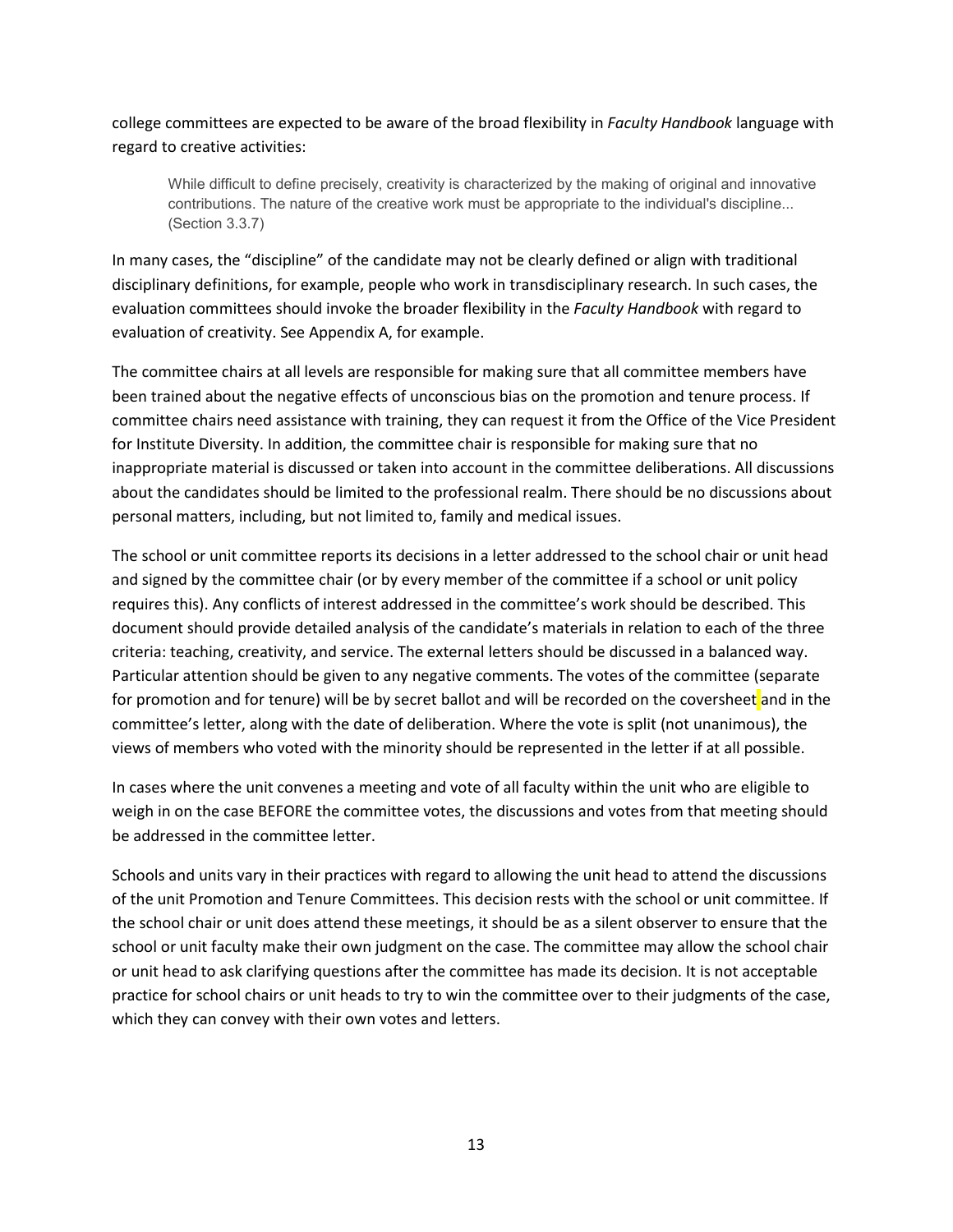college committees are expected to be aware of the broad flexibility in *Faculty Handbook* language with regard to creative activities:

> While difficult to define precisely, creativity is characterized by the making of original and innovative contributions. The nature of the creative work must be appropriate to the individual's discipline... (Section 3.3.7)

In many cases, the "discipline" of the candidate may not be clearly defined or align with traditional disciplinary definitions, for example, people who work in transdisciplinary research. In such cases, the evaluation committees should invoke the broader flexibility in the *Faculty Handbook* with regard to evaluation of creativity. See Appendix A, for example.

The committee chairs at all levels are responsible for making sure that all committee members have been trained about the negative effects of unconscious bias on the promotion and tenure process. If committee chairs need assistance with training, they can request it from the Office of the Vice President for Institute Diversity. In addition, the committee chair is responsible for making sure that no inappropriate material is discussed or taken into account in the committee deliberations. All discussions about the candidates should be limited to the professional realm. There should be no discussions about personal matters, including, but not limited to, family and medical issues.

The school or unit committee reports its decisions in a letter addressed to the school chair or unit head and signed by the committee chair (or by every member of the committee if a school or unit policy requires this). Any conflicts of interest addressed in the committee's work should be described. This document should provide detailed analysis of the candidate's materials in relation to each of the three criteria: teaching, creativity, and service. The external letters should be discussed in a balanced way. Particular attention should be given to any negative comments. The votes of the committee (separate for promotion and for tenure) will be by secret ballot and will be recorded on the coversheet and in the committee's letter, along with the date of deliberation. Where the vote is split (not unanimous), the views of members who voted with the minority should be represented in the letter if at all possible.

In cases where the unit convenes a meeting and vote of all faculty within the unit who are eligible to weigh in on the case BEFORE the committee votes, the discussions and votes from that meeting should be addressed in the committee letter.

Schools and units vary in their practices with regard to allowing the unit head to attend the discussions of the unit Promotion and Tenure Committees. This decision rests with the school or unit committee. If the school chair or unit does attend these meetings, it should be as a silent observer to ensure that the school or unit faculty make their own judgment on the case. The committee may allow the school chair or unit head to ask clarifying questions after the committee has made its decision. It is not acceptable practice for school chairs or unit heads to try to win the committee over to their judgments of the case, which they can convey with their own votes and letters.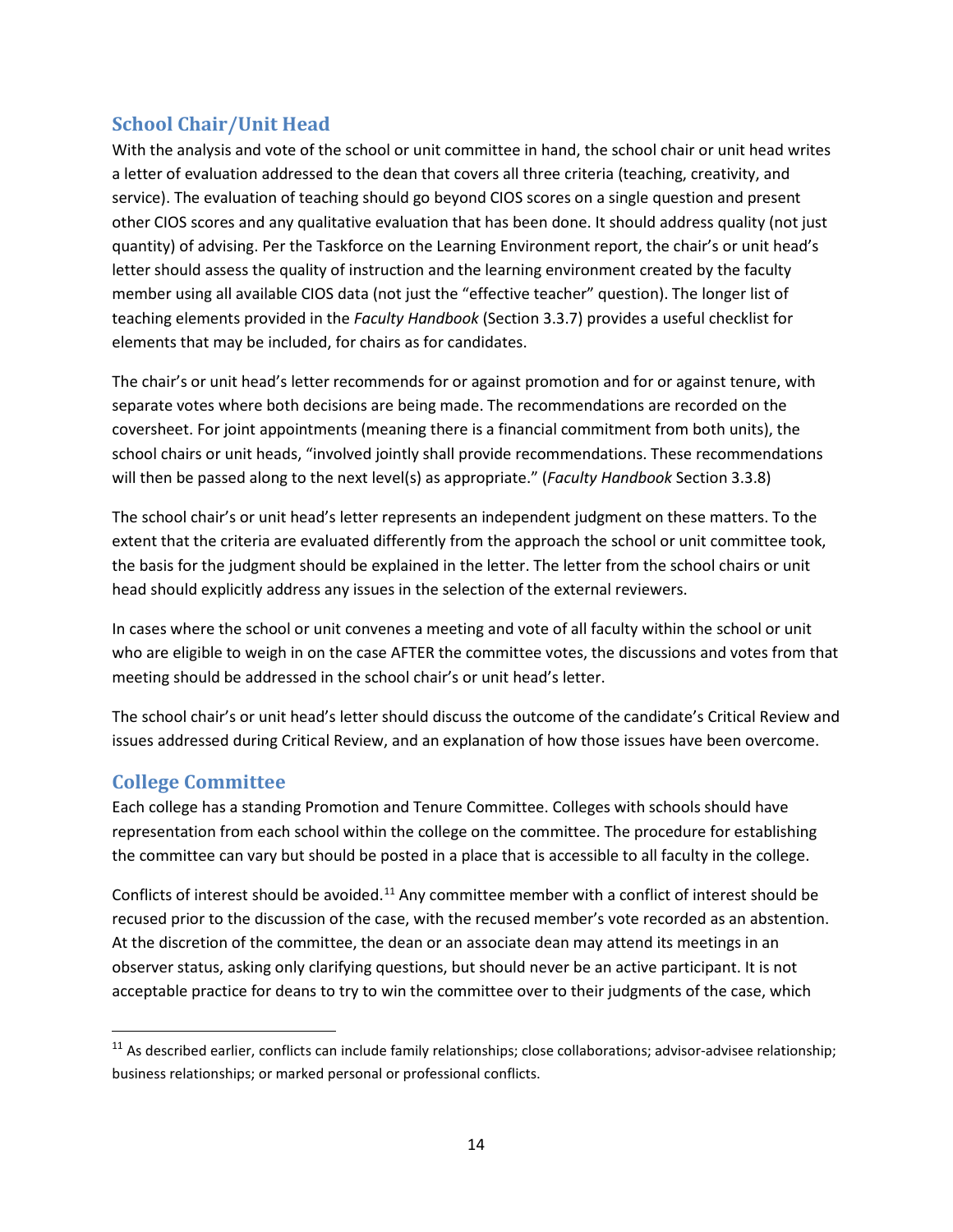## School Chair/Unit Head

With the analysis and vote of the school or unit committee in hand, the school chair or unit head writes a letter of evaluation addressed to the dean that covers all three criteria (teaching, creativity, and service). The evaluation of teaching should go beyond CIOS scores on a single question and present other CIOS scores and any qualitative evaluation that has been done. It should address quality (not just quantity) of advising. Per the Taskforce on the Learning Environment report, the chair's or unit head's letter should assess the quality of instruction and the learning environment created by the faculty member using all available CIOS data (not just the "effective teacher" question). The longer list of teaching elements provided in the *Faculty Handbook* (Section 3.3.7) provides a useful checklist for elements that may be included, for chairs as for candidates.

The chair's or unit head's letter recommends for or against promotion and for or against tenure, with separate votes where both decisions are being made. The recommendations are recorded on the coversheet. For joint appointments (meaning there is a financial commitment from both units), the school chairs or unit heads, "involved jointly shall provide recommendations. These recommendations will then be passed along to the next level(s) as appropriate." (*Faculty Handbook* Section 3.3.8)

The school chair's or unit head's letter represents an independent judgment on these matters. To the extent that the criteria are evaluated differently from the approach the school or unit committee took, the basis for the judgment should be explained in the letter. The letter from the school chairs or unit head should explicitly address any issues in the selection of the external reviewers.

In cases where the school or unit convenes a meeting and vote of all faculty within the school or unit who are eligible to weigh in on the case AFTER the committee votes, the discussions and votes from that meeting should be addressed in the school chair's or unit head's letter.

The school chair's or unit head's letter should discuss the outcome of the candidate's Critical Review and issues addressed during Critical Review, and an explanation of how those issues have been overcome.

## College Committee

Each college has a standing Promotion and Tenure Committee. Colleges with schools should have representation from each school within the college on the committee. The procedure for establishing the committee can vary but should be posted in a place that is accessible to all faculty in the college.

Conflicts of interest should be avoided.[11] Any committee member with a conflict of interest should be recused prior to the discussion of the case, with the recused member's vote recorded as an abstention. At the discretion of the committee, the dean or an associate dean may attend its meetings in an observer status, asking only clarifying questions, but should never be an active participant. It is not acceptable practice for deans to try to win the committee over to their judgments of the case, which

[11] As described earlier, conflicts can include family relationships; close collaborations; advisor-advisee relationship; business relationships; or marked personal or professional conflicts.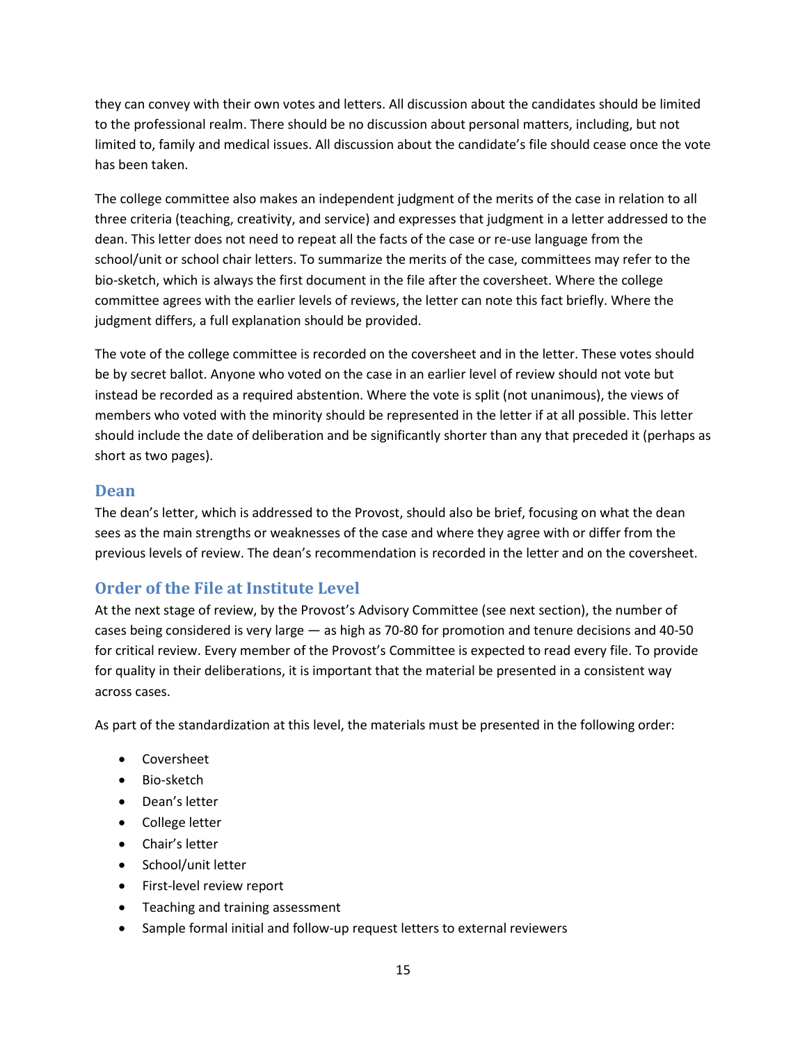they can convey with their own votes and letters. All discussion about the candidates should be limited to the professional realm. There should be no discussion about personal matters, including, but not limited to, family and medical issues. All discussion about the candidate's file should cease once the vote has been taken.

The college committee also makes an independent judgment of the merits of the case in relation to all three criteria (teaching, creativity, and service) and expresses that judgment in a letter addressed to the dean. This letter does not need to repeat all the facts of the case or re-use language from the school/unit or school chair letters. To summarize the merits of the case, committees may refer to the bio-sketch, which is always the first document in the file after the coversheet. Where the college committee agrees with the earlier levels of reviews, the letter can note this fact briefly. Where the judgment differs, a full explanation should be provided.

The vote of the college committee is recorded on the coversheet and in the letter. These votes should be by secret ballot. Anyone who voted on the case in an earlier level of review should not vote but instead be recorded as a required abstention. Where the vote is split (not unanimous), the views of members who voted with the minority should be represented in the letter if at all possible. This letter should include the date of deliberation and be significantly shorter than any that preceded it (perhaps as short as two pages).

## Dean

The dean's letter, which is addressed to the Provost, should also be brief, focusing on what the dean sees as the main strengths or weaknesses of the case and where they agree with or differ from the previous levels of review. The dean's recommendation is recorded in the letter and on the coversheet.

## Order of the File at Institute Level

At the next stage of review, by the Provost's Advisory Committee (see next section), the number of cases being considered is very large — as high as 70-80 for promotion and tenure decisions and 40-50 for critical review. Every member of the Provost's Committee is expected to read every file. To provide for quality in their deliberations, it is important that the material be presented in a consistent way across cases.

As part of the standardization at this level, the materials must be presented in the following order:

- Coversheet
- Bio-sketch
- Dean's letter
- College letter
- Chair's letter
- School/unit letter
- First-level review report
- Teaching and training assessment
- Sample formal initial and follow-up request letters to external reviewers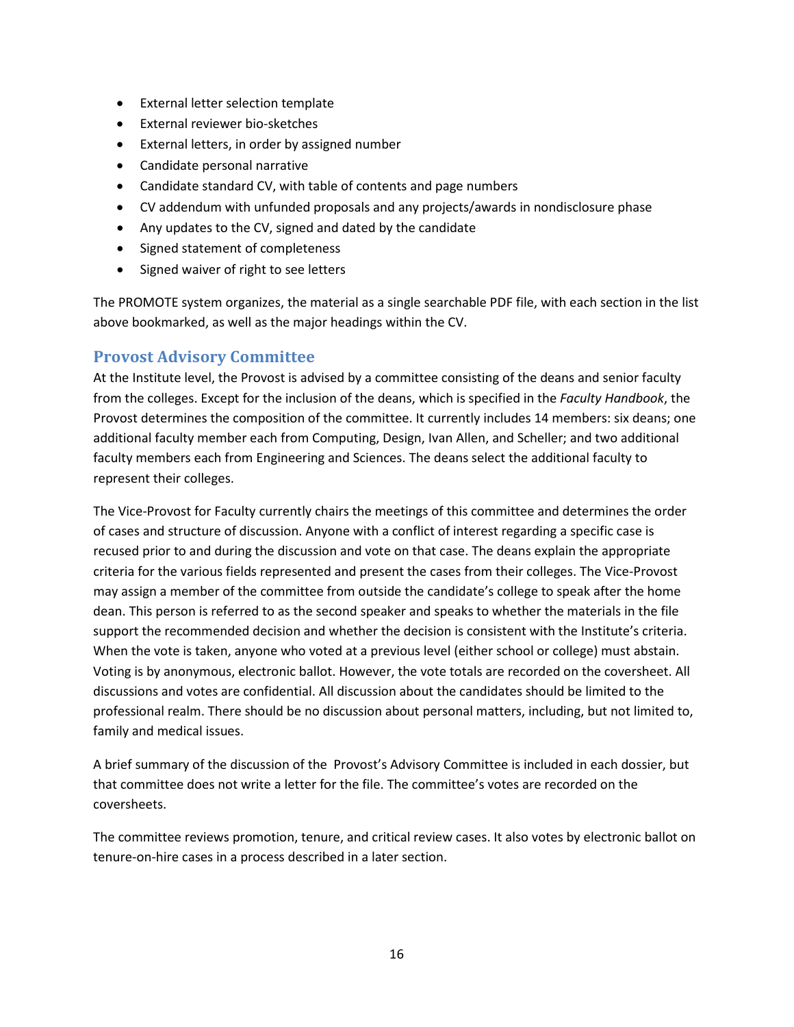- External letter selection template
- External reviewer bio-sketches
- External letters, in order by assigned number
- Candidate personal narrative
- Candidate standard CV, with table of contents and page numbers
- CV addendum with unfunded proposals and any projects/awards in nondisclosure phase
- Any updates to the CV, signed and dated by the candidate
- Signed statement of completeness
- Signed waiver of right to see letters

The PROMOTE system organizes, the material as a single searchable PDF file, with each section in the list above bookmarked, as well as the major headings within the CV.

## Provost Advisory Committee

At the Institute level, the Provost is advised by a committee consisting of the deans and senior faculty from the colleges. Except for the inclusion of the deans, which is specified in the *Faculty Handbook*, the Provost determines the composition of the committee. It currently includes 14 members: six deans; one additional faculty member each from Computing, Design, Ivan Allen, and Scheller; and two additional faculty members each from Engineering and Sciences. The deans select the additional faculty to represent their colleges.

The Vice-Provost for Faculty currently chairs the meetings of this committee and determines the order of cases and structure of discussion. Anyone with a conflict of interest regarding a specific case is recused prior to and during the discussion and vote on that case. The deans explain the appropriate criteria for the various fields represented and present the cases from their colleges. The Vice-Provost may assign a member of the committee from outside the candidate's college to speak after the home dean. This person is referred to as the second speaker and speaks to whether the materials in the file support the recommended decision and whether the decision is consistent with the Institute's criteria. When the vote is taken, anyone who voted at a previous level (either school or college) must abstain. Voting is by anonymous, electronic ballot. However, the vote totals are recorded on the coversheet. All discussions and votes are confidential. All discussion about the candidates should be limited to the professional realm. There should be no discussion about personal matters, including, but not limited to, family and medical issues.

A brief summary of the discussion of the Provost's Advisory Committee is included in each dossier, but that committee does not write a letter for the file. The committee's votes are recorded on the coversheets.

The committee reviews promotion, tenure, and critical review cases. It also votes by electronic ballot on tenure-on-hire cases in a process described in a later section.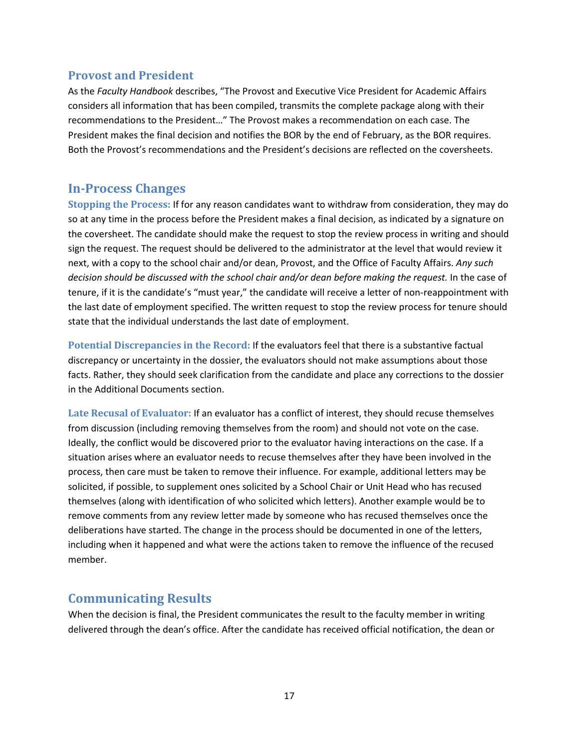## Provost and President

As the *Faculty Handbook* describes, "The Provost and Executive Vice President for Academic Affairs considers all information that has been compiled, transmits the complete package along with their recommendations to the President…" The Provost makes a recommendation on each case. The President makes the final decision and notifies the BOR by the end of February, as the BOR requires. Both the Provost's recommendations and the President's decisions are reflected on the coversheets.

## In-Process Changes

**Stopping the Process:** If for any reason candidates want to withdraw from consideration, they may do so at any time in the process before the President makes a final decision, as indicated by a signature on the coversheet. The candidate should make the request to stop the review process in writing and should sign the request. The request should be delivered to the administrator at the level that would review it next, with a copy to the school chair and/or dean, Provost, and the Office of Faculty Affairs. *Any such decision should be discussed with the school chair and/or dean before making the request.* In the case of tenure, if it is the candidate's "must year," the candidate will receive a letter of non-reappointment with the last date of employment specified. The written request to stop the review process for tenure should state that the individual understands the last date of employment.

**Potential Discrepancies in the Record:** If the evaluators feel that there is a substantive factual discrepancy or uncertainty in the dossier, the evaluators should not make assumptions about those facts. Rather, they should seek clarification from the candidate and place any corrections to the dossier in the Additional Documents section.

**Late Recusal of Evaluator:** If an evaluator has a conflict of interest, they should recuse themselves from discussion (including removing themselves from the room) and should not vote on the case. Ideally, the conflict would be discovered prior to the evaluator having interactions on the case. If a situation arises where an evaluator needs to recuse themselves after they have been involved in the process, then care must be taken to remove their influence. For example, additional letters may be solicited, if possible, to supplement ones solicited by a School Chair or Unit Head who has recused themselves (along with identification of who solicited which letters). Another example would be to remove comments from any review letter made by someone who has recused themselves once the deliberations have started. The change in the process should be documented in one of the letters, including when it happened and what were the actions taken to remove the influence of the recused member.

## Communicating Results

When the decision is final, the President communicates the result to the faculty member in writing delivered through the dean's office. After the candidate has received official notification, the dean or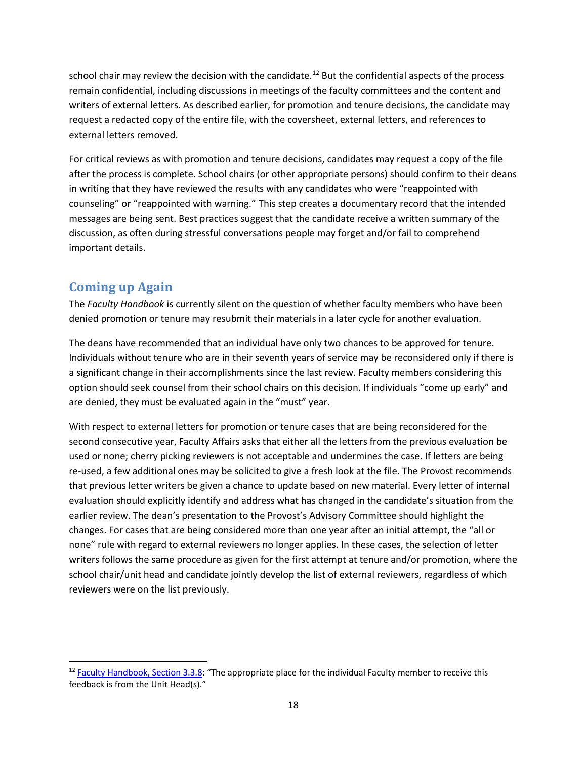school chair may review the decision with the candidate.[12] But the confidential aspects of the process remain confidential, including discussions in meetings of the faculty committees and the content and writers of external letters. As described earlier, for promotion and tenure decisions, the candidate may request a redacted copy of the entire file, with the coversheet, external letters, and references to external letters removed.

For critical reviews as with promotion and tenure decisions, candidates may request a copy of the file after the process is complete. School chairs (or other appropriate persons) should confirm to their deans in writing that they have reviewed the results with any candidates who were "reappointed with counseling" or "reappointed with warning." This step creates a documentary record that the intended messages are being sent. Best practices suggest that the candidate receive a written summary of the discussion, as often during stressful conversations people may forget and/or fail to comprehend important details.

## Coming up Again

The *Faculty Handbook* is currently silent on the question of whether faculty members who have been denied promotion or tenure may resubmit their materials in a later cycle for another evaluation.

The deans have recommended that an individual have only two chances to be approved for tenure. Individuals without tenure who are in their seventh years of service may be reconsidered only if there is a significant change in their accomplishments since the last review. Faculty members considering this option should seek counsel from their school chairs on this decision. If individuals "come up early" and are denied, they must be evaluated again in the "must" year.

With respect to external letters for promotion or tenure cases that are being reconsidered for the second consecutive year, Faculty Affairs asks that either all the letters from the previous evaluation be used or none; cherry picking reviewers is not acceptable and undermines the case. If letters are being re-used, a few additional ones may be solicited to give a fresh look at the file. The Provost recommends that previous letter writers be given a chance to update based on new material. Every letter of internal evaluation should explicitly identify and address what has changed in the candidate's situation from the earlier review. The dean's presentation to the Provost's Advisory Committee should highlight the changes. For cases that are being considered more than one year after an initial attempt, the "all or none" rule with regard to external reviewers no longer applies. In these cases, the selection of letter writers follows the same procedure as given for the first attempt at tenure and/or promotion, where the school chair/unit head and candidate jointly develop the list of external reviewers, regardless of which reviewers were on the list previously.

---

[12] Faculty Handbook, Section 3.3.8: "The appropriate place for the individual Faculty member to receive this feedback is from the Unit Head(s)."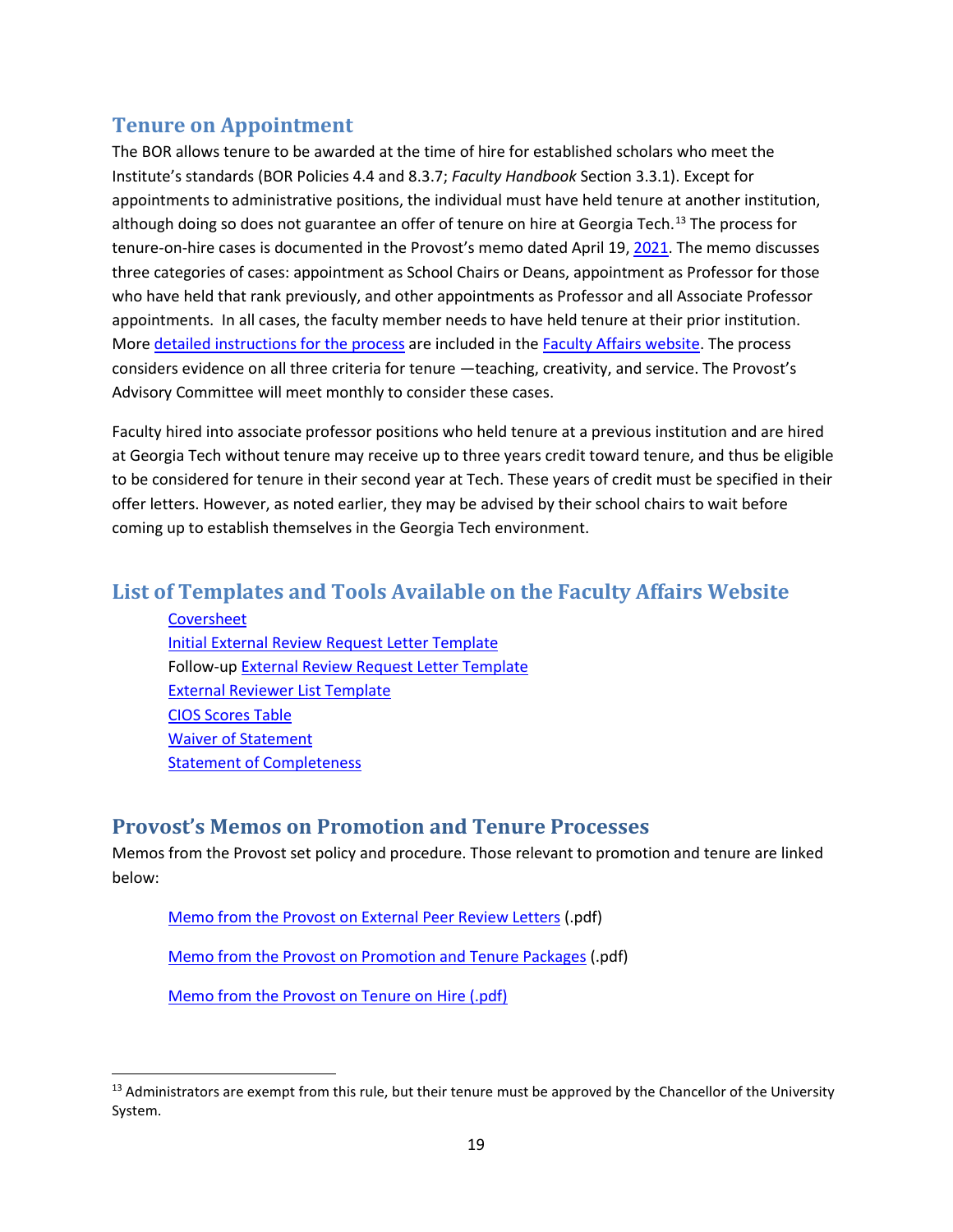## Tenure on Appointment

The BOR allows tenure to be awarded at the time of hire for established scholars who meet the Institute's standards (BOR Policies 4.4 and 8.3.7; *Faculty Handbook* Section 3.3.1). Except for appointments to administrative positions, the individual must have held tenure at another institution, although doing so does not guarantee an offer of tenure on hire at Georgia Tech.[13] The process for tenure-on-hire cases is documented in the Provost's memo dated April 19, 2021. The memo discusses three categories of cases: appointment as School Chairs or Deans, appointment as Professor for those who have held that rank previously, and other appointments as Professor and all Associate Professor appointments. In all cases, the faculty member needs to have held tenure at their prior institution. More detailed instructions for the process are included in the Faculty Affairs website. The process considers evidence on all three criteria for tenure —teaching, creativity, and service. The Provost's Advisory Committee will meet monthly to consider these cases.

Faculty hired into associate professor positions who held tenure at a previous institution and are hired at Georgia Tech without tenure may receive up to three years credit toward tenure, and thus be eligible to be considered for tenure in their second year at Tech. These years of credit must be specified in their offer letters. However, as noted earlier, they may be advised by their school chairs to wait before coming up to establish themselves in the Georgia Tech environment.

## List of Templates and Tools Available on the Faculty Affairs Website

- Coversheet
- Initial External Review Request Letter Template
- Follow-up External Review Request Letter Template
- External Reviewer List Template
- CIOS Scores Table
- Waiver of Statement
- Statement of Completeness

## Provost's Memos on Promotion and Tenure Processes

Memos from the Provost set policy and procedure. Those relevant to promotion and tenure are linked below:

Memo from the Provost on External Peer Review Letters (.pdf)

Memo from the Provost on Promotion and Tenure Packages (.pdf)

Memo from the Provost on Tenure on Hire (.pdf)

[13] Administrators are exempt from this rule, but their tenure must be approved by the Chancellor of the University System.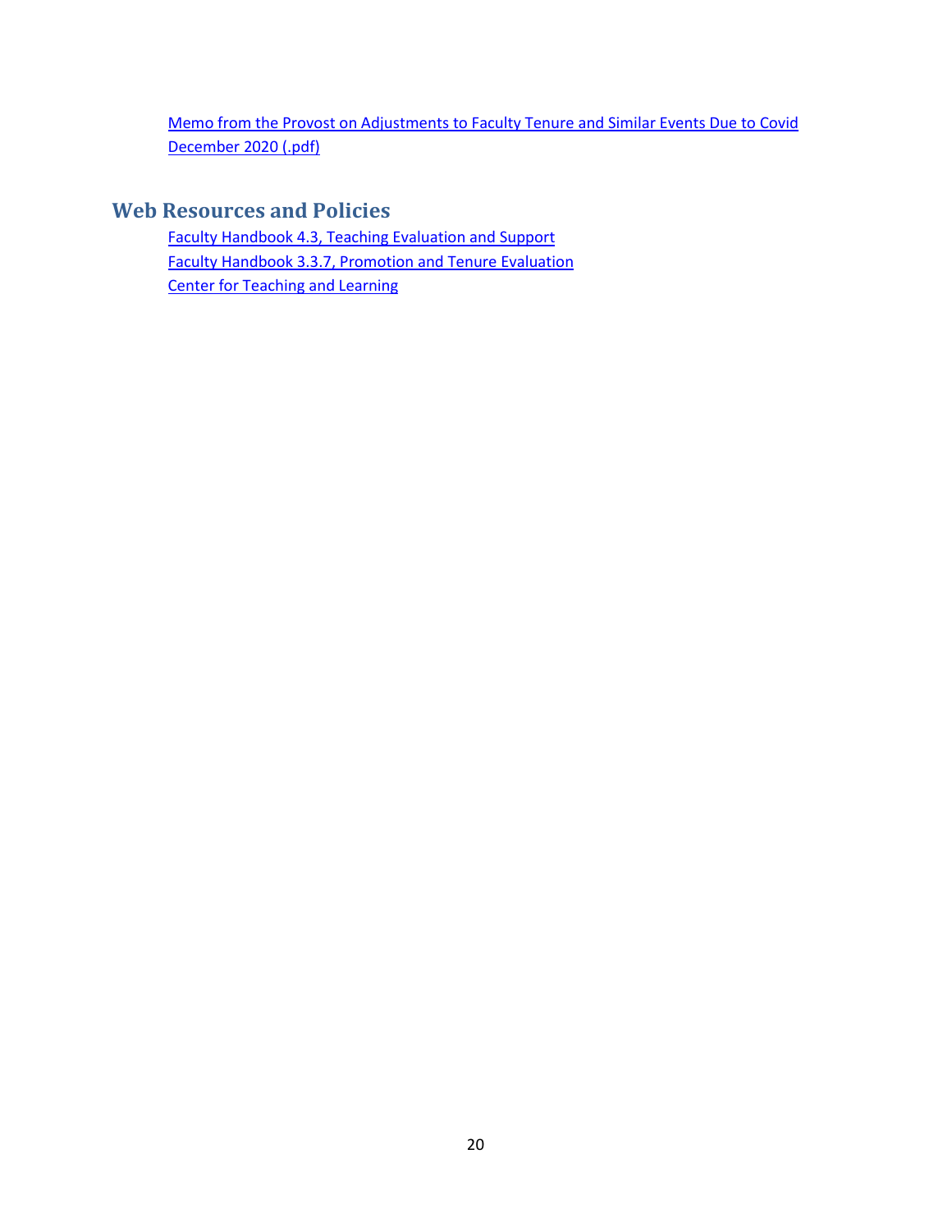Memo from the Provost on Adjustments to Faculty Tenure and Similar Events Due to Covid December 2020 (.pdf)

## Web Resources and Policies

Faculty Handbook 4.3, Teaching Evaluation and Support
Faculty Handbook 3.3.7, Promotion and Tenure Evaluation
Center for Teaching and Learning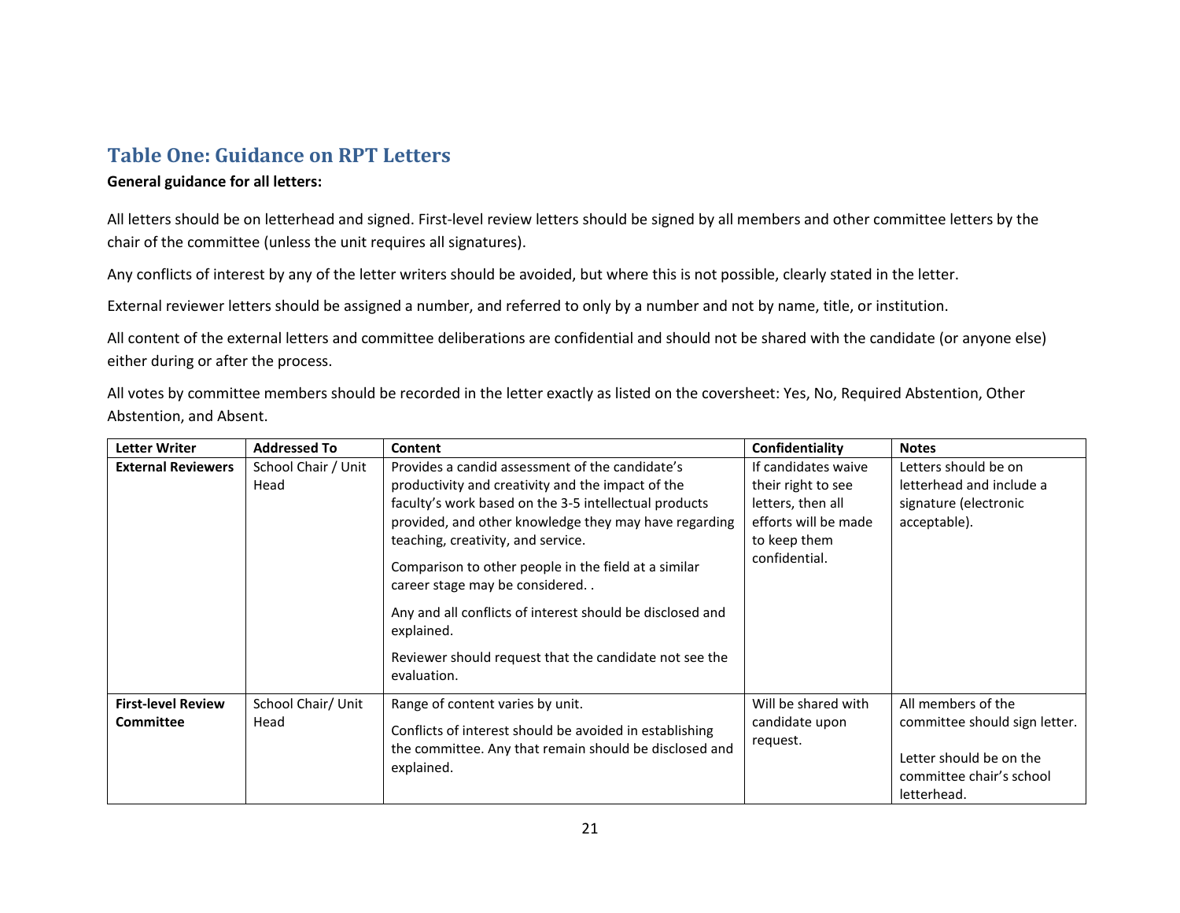## Table One: Guidance on RPT Letters

**General guidance for all letters:**

All letters should be on letterhead and signed. First-level review letters should be signed by all members and other committee letters by the chair of the committee (unless the unit requires all signatures).

Any conflicts of interest by any of the letter writers should be avoided, but where this is not possible, clearly stated in the letter.

External reviewer letters should be assigned a number, and referred to only by a number and not by name, title, or institution.

All content of the external letters and committee deliberations are confidential and should not be shared with the candidate (or anyone else) either during or after the process.

All votes by committee members should be recorded in the letter exactly as listed on the coversheet: Yes, No, Required Abstention, Other Abstention, and Absent.

| Letter Writer | Addressed To | Content | Confidentiality | Notes |
|---|---|---|---|---|
| **External Reviewers** | School Chair / Unit Head | Provides a candid assessment of the candidate's productivity and creativity and the impact of the faculty's work based on the 3-5 intellectual products provided, and other knowledge they may have regarding teaching, creativity, and service.<br><br>Comparison to other people in the field at a similar career stage may be considered. .<br><br>Any and all conflicts of interest should be disclosed and explained.<br><br>Reviewer should request that the candidate not see the evaluation. | If candidates waive their right to see letters, then all efforts will be made to keep them confidential. | Letters should be on letterhead and include a signature (electronic acceptable). |
| **First-level Review Committee** | School Chair/ Unit Head | Range of content varies by unit.<br><br>Conflicts of interest should be avoided in establishing the committee. Any that remain should be disclosed and explained. | Will be shared with candidate upon request. | All members of the committee should sign letter.<br><br>Letter should be on the committee chair's school letterhead. |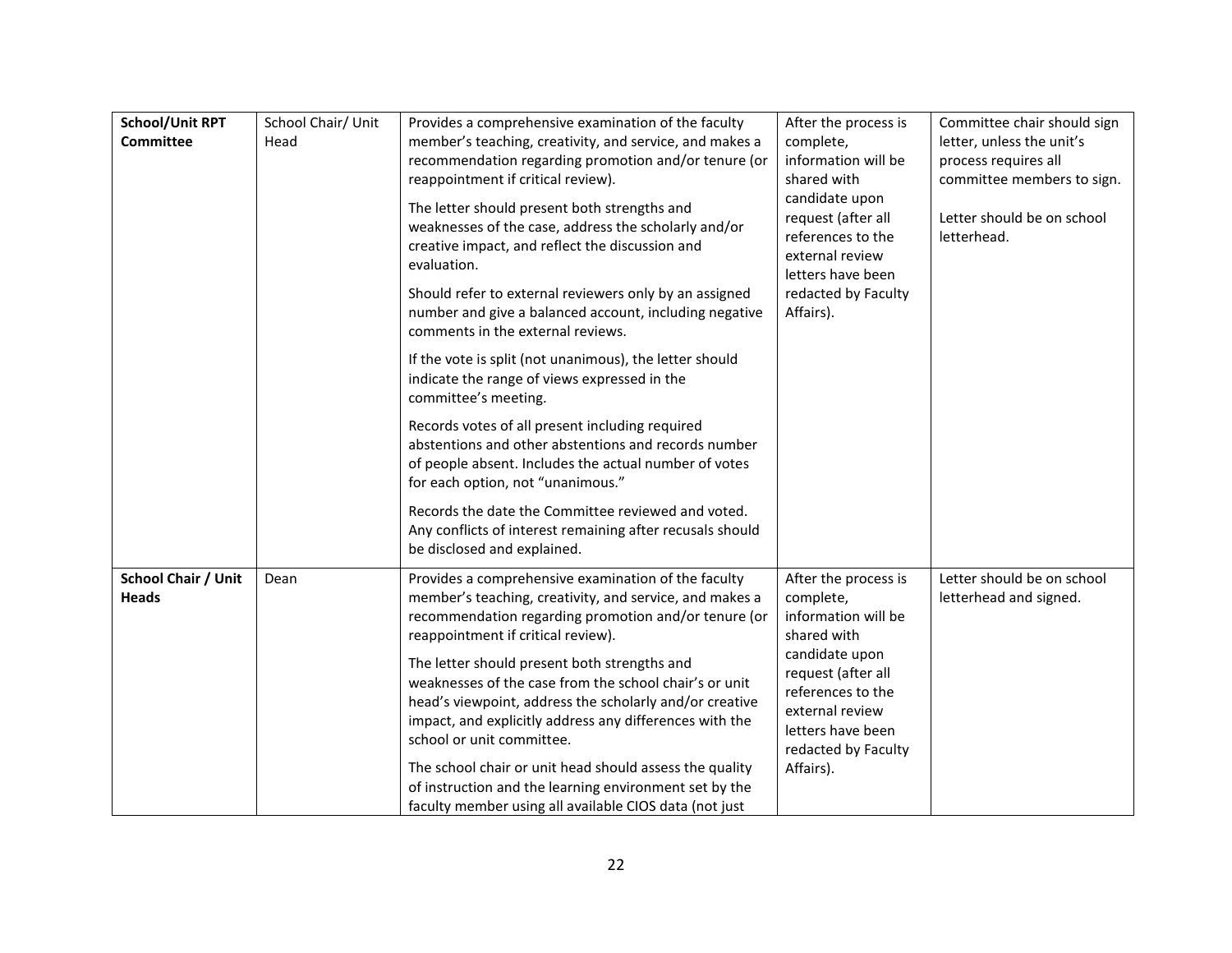| School/Unit RPT Committee | School Chair/ Unit Head | Provides a comprehensive examination of the faculty member's teaching, creativity, and service, and makes a recommendation regarding promotion and/or tenure (or reappointment if critical review).<br><br>The letter should present both strengths and weaknesses of the case, address the scholarly and/or creative impact, and reflect the discussion and evaluation.<br><br>Should refer to external reviewers only by an assigned number and give a balanced account, including negative comments in the external reviews.<br><br>If the vote is split (not unanimous), the letter should indicate the range of views expressed in the committee's meeting.<br><br>Records votes of all present including required abstentions and other abstentions and records number of people absent. Includes the actual number of votes for each option, not "unanimous."<br><br>Records the date the Committee reviewed and voted. Any conflicts of interest remaining after recusals should be disclosed and explained. | After the process is complete, information will be shared with candidate upon request (after all references to the external review letters have been redacted by Faculty Affairs). | Committee chair should sign letter, unless the unit's process requires all committee members to sign.<br><br>Letter should be on school letterhead. |
|---|---|---|---|---|
| **School Chair / Unit Heads** | Dean | Provides a comprehensive examination of the faculty member's teaching, creativity, and service, and makes a recommendation regarding promotion and/or tenure (or reappointment if critical review).<br><br>The letter should present both strengths and weaknesses of the case from the school chair's or unit head's viewpoint, address the scholarly and/or creative impact, and explicitly address any differences with the school or unit committee.<br><br>The school chair or unit head should assess the quality of instruction and the learning environment set by the faculty member using all available CIOS data (not just | After the process is complete, information will be shared with candidate upon request (after all references to the external review letters have been redacted by Faculty Affairs). | Letter should be on school letterhead and signed. |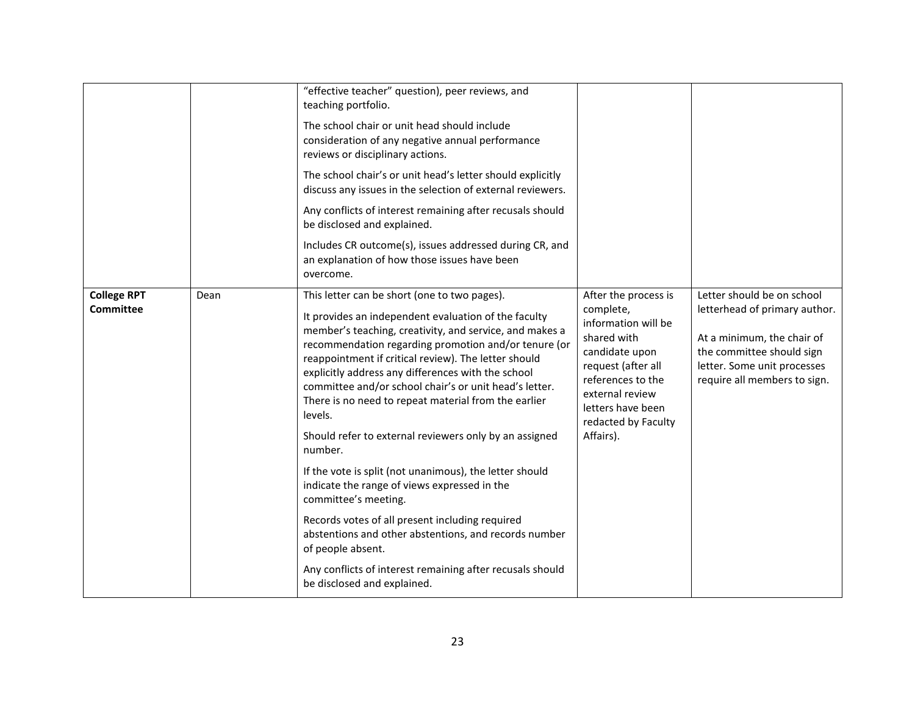| | | | | |
|---|---|---|---|---|
| | | "effective teacher" question), peer reviews, and teaching portfolio.<br><br>The school chair or unit head should include consideration of any negative annual performance reviews or disciplinary actions.<br><br>The school chair's or unit head's letter should explicitly discuss any issues in the selection of external reviewers.<br><br>Any conflicts of interest remaining after recusals should be disclosed and explained.<br><br>Includes CR outcome(s), issues addressed during CR, and an explanation of how those issues have been overcome. | | |
| **College RPT Committee** | Dean | This letter can be short (one to two pages).<br><br>It provides an independent evaluation of the faculty member's teaching, creativity, and service, and makes a recommendation regarding promotion and/or tenure (or reappointment if critical review). The letter should explicitly address any differences with the school committee and/or school chair's or unit head's letter. There is no need to repeat material from the earlier levels.<br><br>Should refer to external reviewers only by an assigned number.<br><br>If the vote is split (not unanimous), the letter should indicate the range of views expressed in the committee's meeting.<br><br>Records votes of all present including required abstentions and other abstentions, and records number of people absent.<br><br>Any conflicts of interest remaining after recusals should be disclosed and explained. | After the process is complete, information will be shared with candidate upon request (after all references to the external review letters have been redacted by Faculty Affairs). | Letter should be on school letterhead of primary author.<br><br>At a minimum, the chair of the committee should sign letter. Some unit processes require all members to sign. |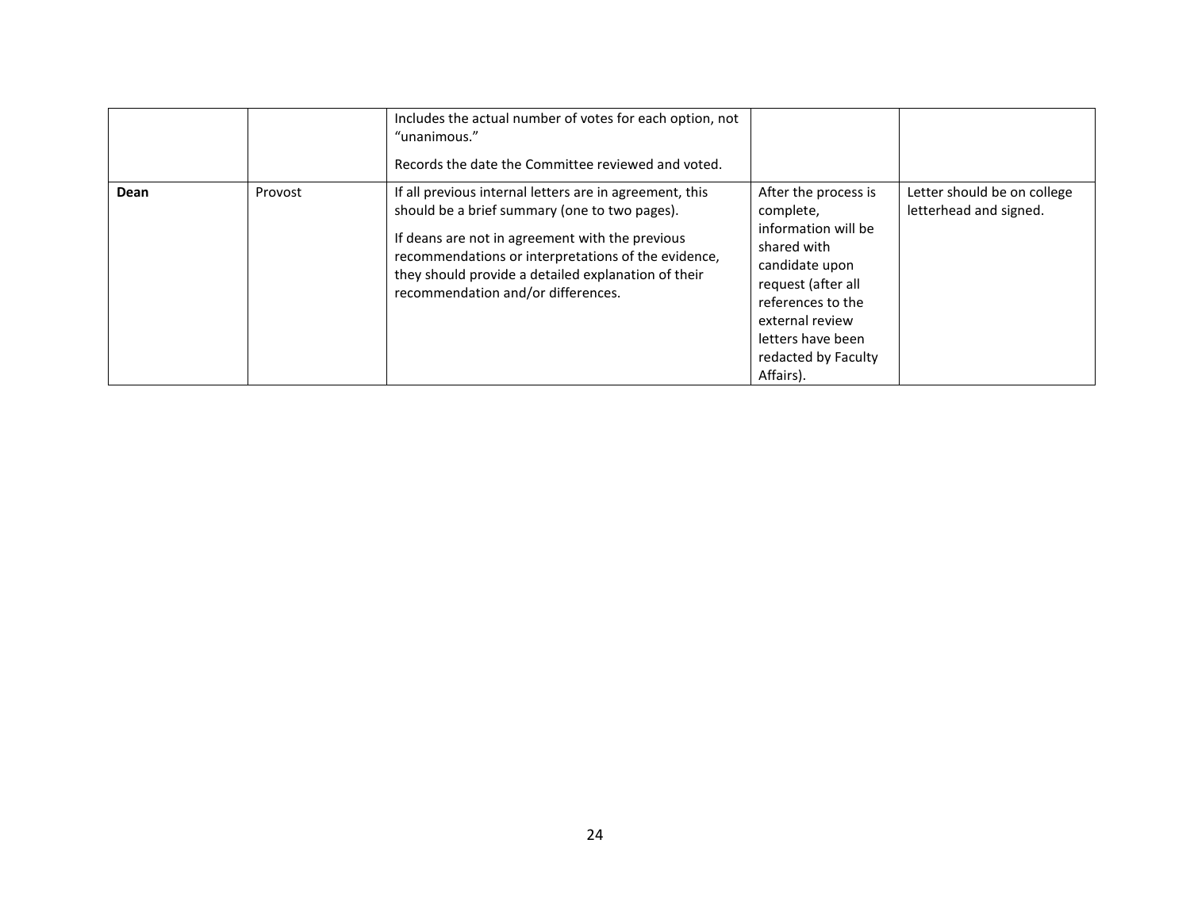| | | | | |
|---|---|---|---|---|
| | | Includes the actual number of votes for each option, not “unanimous.”<br><br>Records the date the Committee reviewed and voted. | | |
| **Dean** | Provost | If all previous internal letters are in agreement, this should be a brief summary (one to two pages).<br><br>If deans are not in agreement with the previous recommendations or interpretations of the evidence, they should provide a detailed explanation of their recommendation and/or differences. | After the process is complete, information will be shared with candidate upon request (after all references to the external review letters have been redacted by Faculty Affairs). | Letter should be on college letterhead and signed. |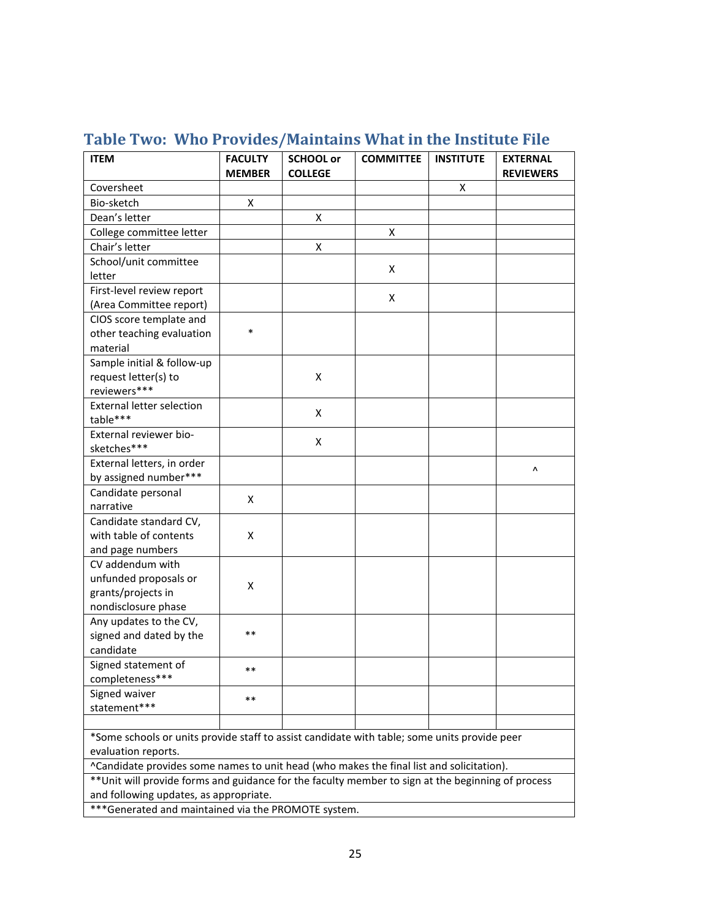## Table Two: Who Provides/Maintains What in the Institute File

| ITEM | FACULTY MEMBER | SCHOOL or COLLEGE | COMMITTEE | INSTITUTE | EXTERNAL REVIEWERS |
|---|---|---|---|---|---|
| Coversheet | | | | X | |
| Bio-sketch | X | | | | |
| Dean's letter | | X | | | |
| College committee letter | | | X | | |
| Chair's letter | | X | | | |
| School/unit committee letter | | | X | | |
| First-level review report (Area Committee report) | | | X | | |
| CIOS score template and other teaching evaluation material | * | | | | |
| Sample initial & follow-up request letter(s) to reviewers*** | | X | | | |
| External letter selection table*** | | X | | | |
| External reviewer bio-sketches*** | | X | | | |
| External letters, in order by assigned number*** | | | | | ^ |
| Candidate personal narrative | X | | | | |
| Candidate standard CV, with table of contents and page numbers | X | | | | |
| CV addendum with unfunded proposals or grants/projects in nondisclosure phase | X | | | | |
| Any updates to the CV, signed and dated by the candidate | ** | | | | |
| Signed statement of completeness*** | ** | | | | |
| Signed waiver statement*** | ** | | | | |
| | | | | | |

*Some schools or units provide staff to assist candidate with table; some units provide peer evaluation reports.

^Candidate provides some names to unit head (who makes the final list and solicitation).

**Unit will provide forms and guidance for the faculty member to sign at the beginning of process and following updates, as appropriate.

***Generated and maintained via the PROMOTE system.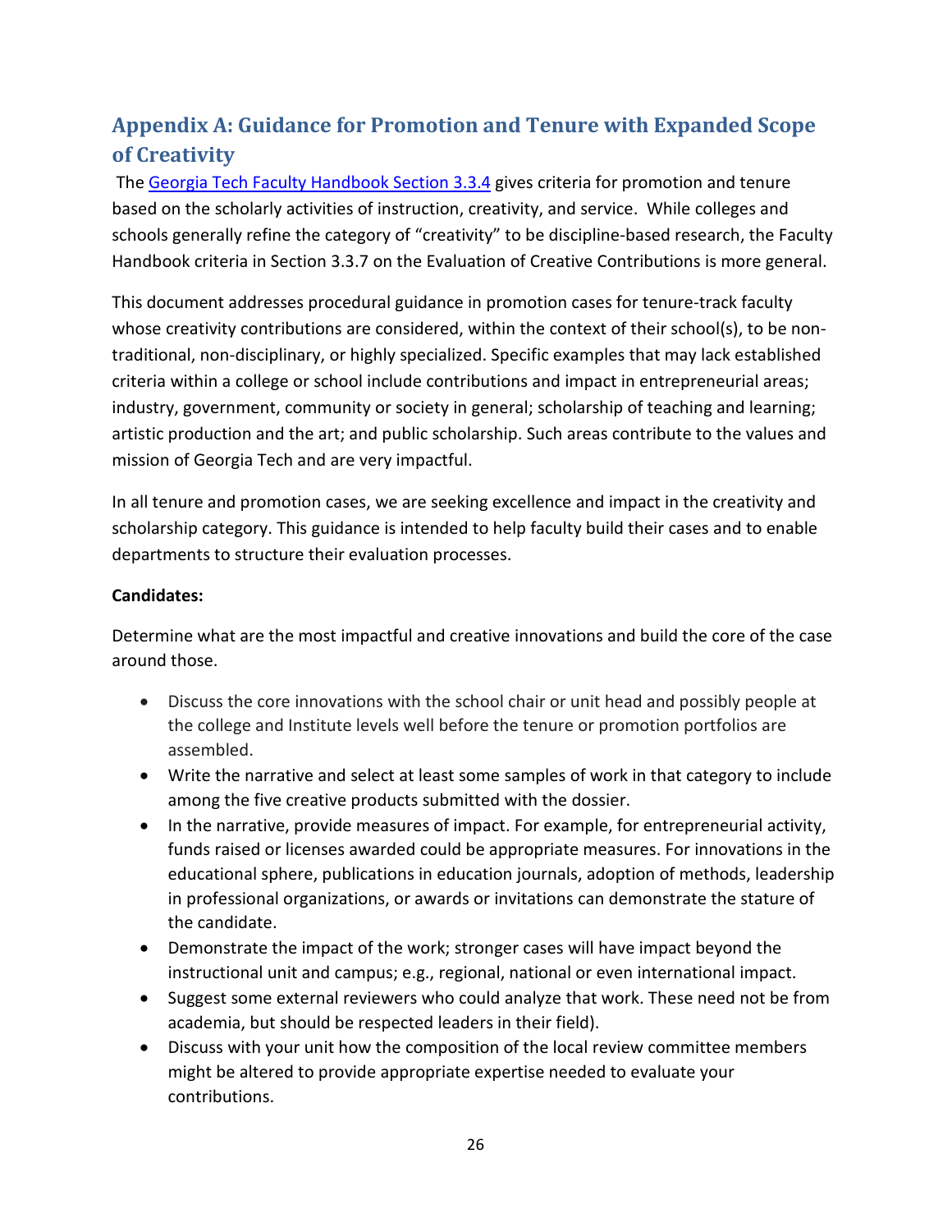## Appendix A: Guidance for Promotion and Tenure with Expanded Scope of Creativity

The [Georgia Tech Faculty Handbook Section 3.3.4](#) gives criteria for promotion and tenure based on the scholarly activities of instruction, creativity, and service. While colleges and schools generally refine the category of "creativity" to be discipline-based research, the Faculty Handbook criteria in Section 3.3.7 on the Evaluation of Creative Contributions is more general.

This document addresses procedural guidance in promotion cases for tenure-track faculty whose creativity contributions are considered, within the context of their school(s), to be non-traditional, non-disciplinary, or highly specialized. Specific examples that may lack established criteria within a college or school include contributions and impact in entrepreneurial areas; industry, government, community or society in general; scholarship of teaching and learning; artistic production and the art; and public scholarship. Such areas contribute to the values and mission of Georgia Tech and are very impactful.

In all tenure and promotion cases, we are seeking excellence and impact in the creativity and scholarship category. This guidance is intended to help faculty build their cases and to enable departments to structure their evaluation processes.

**Candidates:**

Determine what are the most impactful and creative innovations and build the core of the case around those.

- Discuss the core innovations with the school chair or unit head and possibly people at the college and Institute levels well before the tenure or promotion portfolios are assembled.
- Write the narrative and select at least some samples of work in that category to include among the five creative products submitted with the dossier.
- In the narrative, provide measures of impact. For example, for entrepreneurial activity, funds raised or licenses awarded could be appropriate measures. For innovations in the educational sphere, publications in education journals, adoption of methods, leadership in professional organizations, or awards or invitations can demonstrate the stature of the candidate.
- Demonstrate the impact of the work; stronger cases will have impact beyond the instructional unit and campus; e.g., regional, national or even international impact.
- Suggest some external reviewers who could analyze that work. These need not be from academia, but should be respected leaders in their field).
- Discuss with your unit how the composition of the local review committee members might be altered to provide appropriate expertise needed to evaluate your contributions.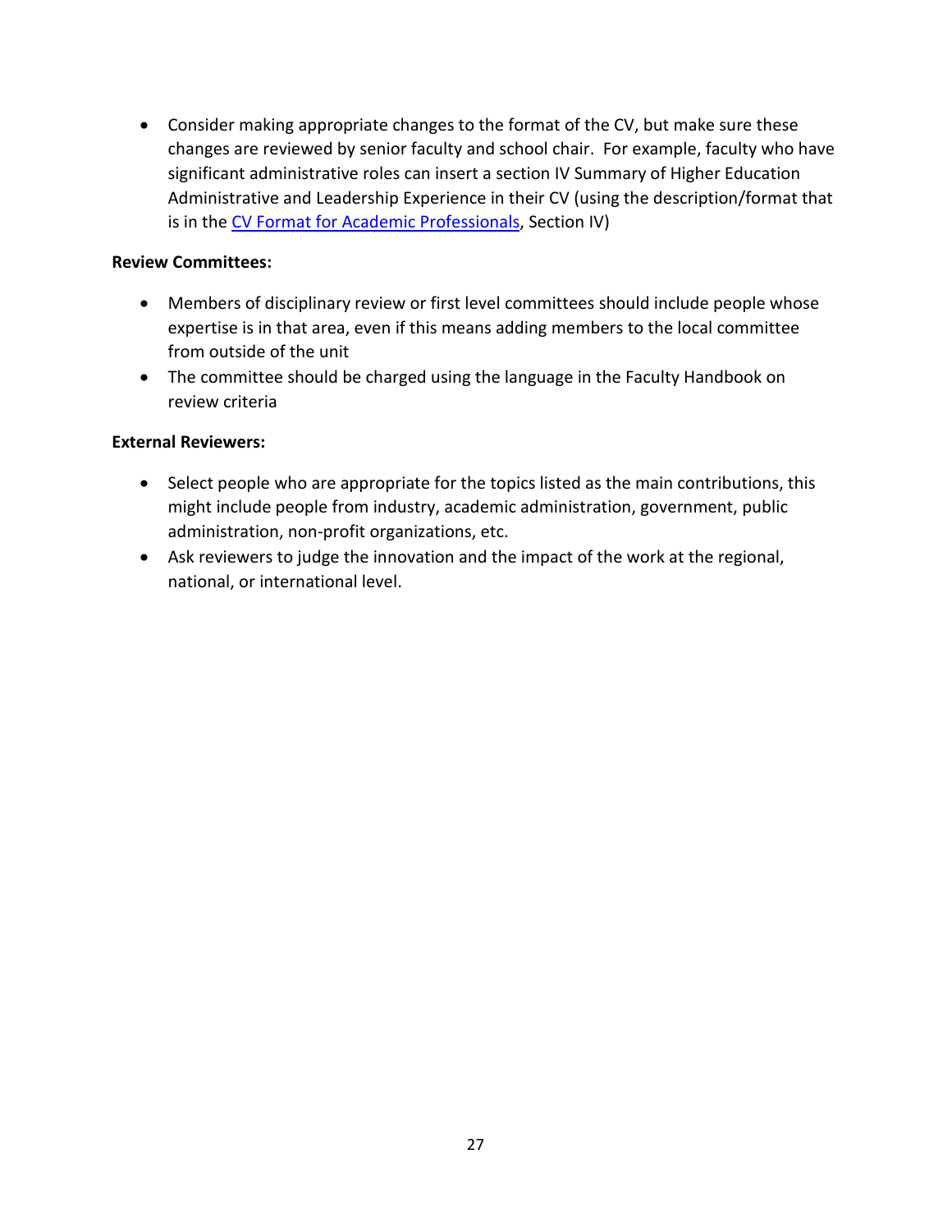- Consider making appropriate changes to the format of the CV, but make sure these changes are reviewed by senior faculty and school chair. For example, faculty who have significant administrative roles can insert a section IV Summary of Higher Education Administrative and Leadership Experience in their CV (using the description/format that is in the CV Format for Academic Professionals, Section IV)

**Review Committees:**

- Members of disciplinary review or first level committees should include people whose expertise is in that area, even if this means adding members to the local committee from outside of the unit
- The committee should be charged using the language in the Faculty Handbook on review criteria

**External Reviewers:**

- Select people who are appropriate for the topics listed as the main contributions, this might include people from industry, academic administration, government, public administration, non-profit organizations, etc.
- Ask reviewers to judge the innovation and the impact of the work at the regional, national, or international level.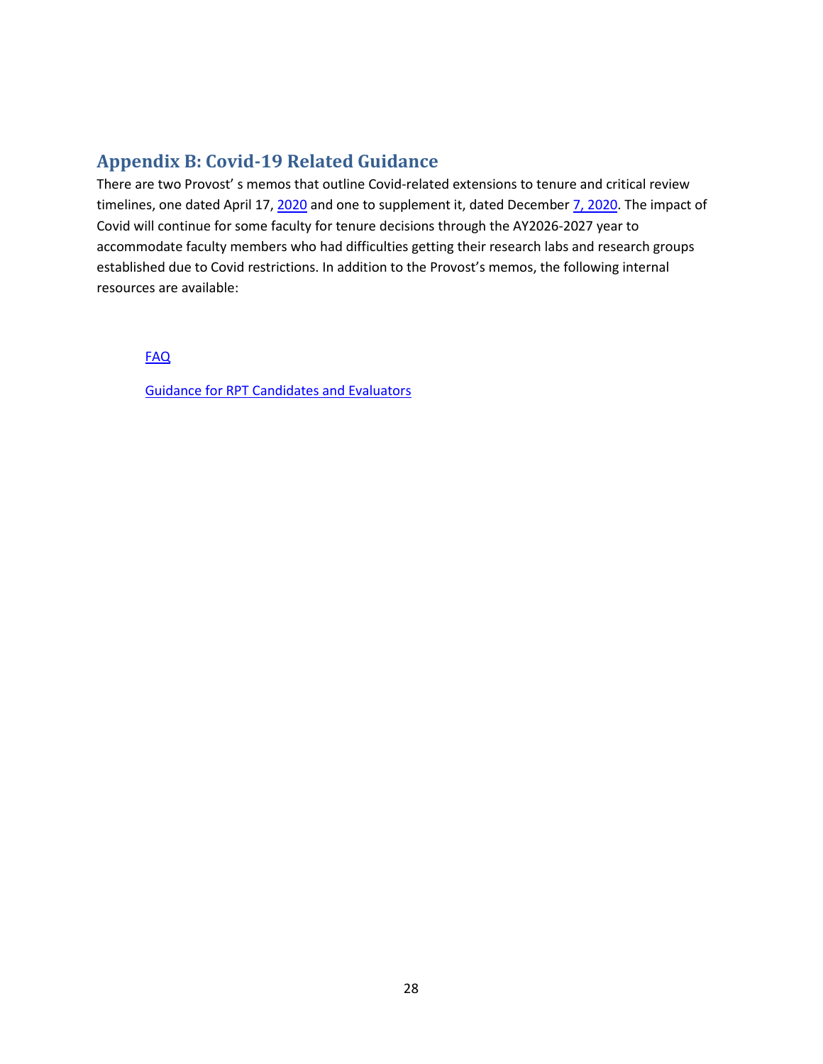## Appendix B: Covid-19 Related Guidance

There are two Provost' s memos that outline Covid-related extensions to tenure and critical review timelines, one dated April 17, 2020 and one to supplement it, dated December 7, 2020. The impact of Covid will continue for some faculty for tenure decisions through the AY2026-2027 year to accommodate faculty members who had difficulties getting their research labs and research groups established due to Covid restrictions. In addition to the Provost's memos, the following internal resources are available:

FAQ

Guidance for RPT Candidates and Evaluators